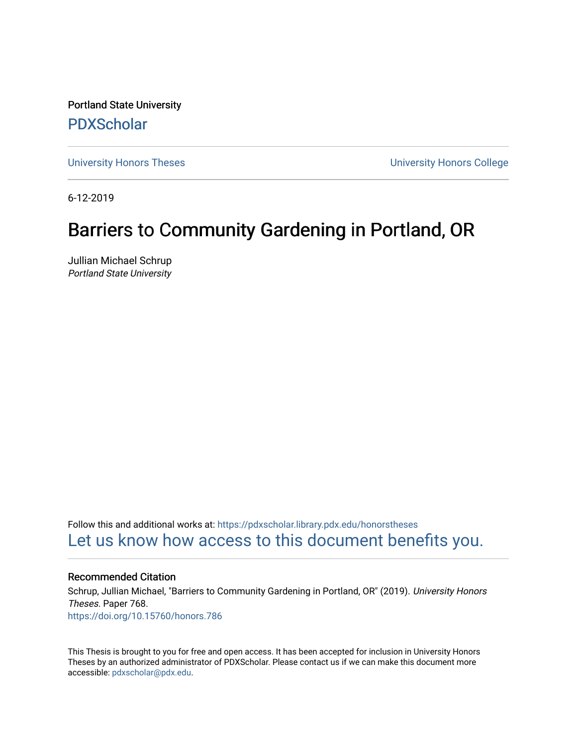Portland State University

PDXScholar

University Honors Theses

University Honors College

6-12-2019

# Barriers to Community Gardening in Portland, OR

Jullian Michael Schrup
*Portland State University*

Follow this and additional works at: https://pdxscholar.library.pdx.edu/honorstheses

Let us know how access to this document benefits you.

### Recommended Citation

Schrup, Jullian Michael, "Barriers to Community Gardening in Portland, OR" (2019). *University Honors Theses.* Paper 768.

https://doi.org/10.15760/honors.786

This Thesis is brought to you for free and open access. It has been accepted for inclusion in University Honors Theses by an authorized administrator of PDXScholar. Please contact us if we can make this document more accessible: pdxscholar@pdx.edu.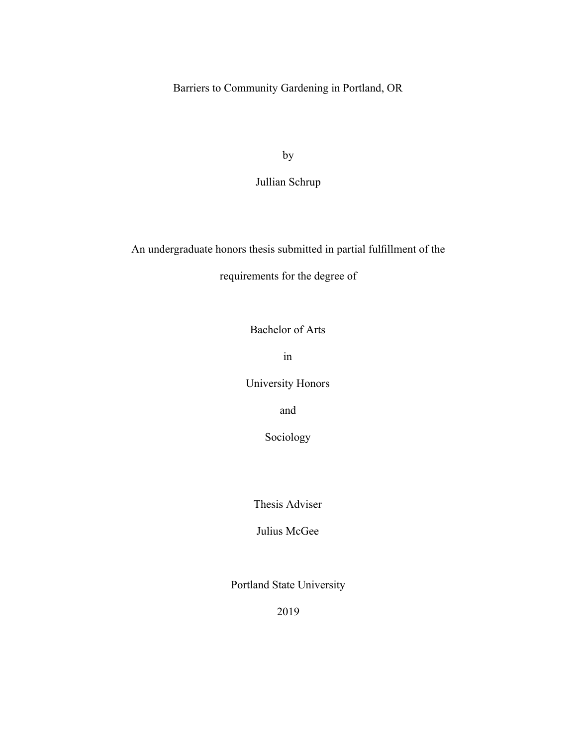# Barriers to Community Gardening in Portland, OR

by

Jullian Schrup

An undergraduate honors thesis submitted in partial fulfillment of the requirements for the degree of

Bachelor of Arts

in

University Honors

and

Sociology

Thesis Adviser

Julius McGee

Portland State University

2019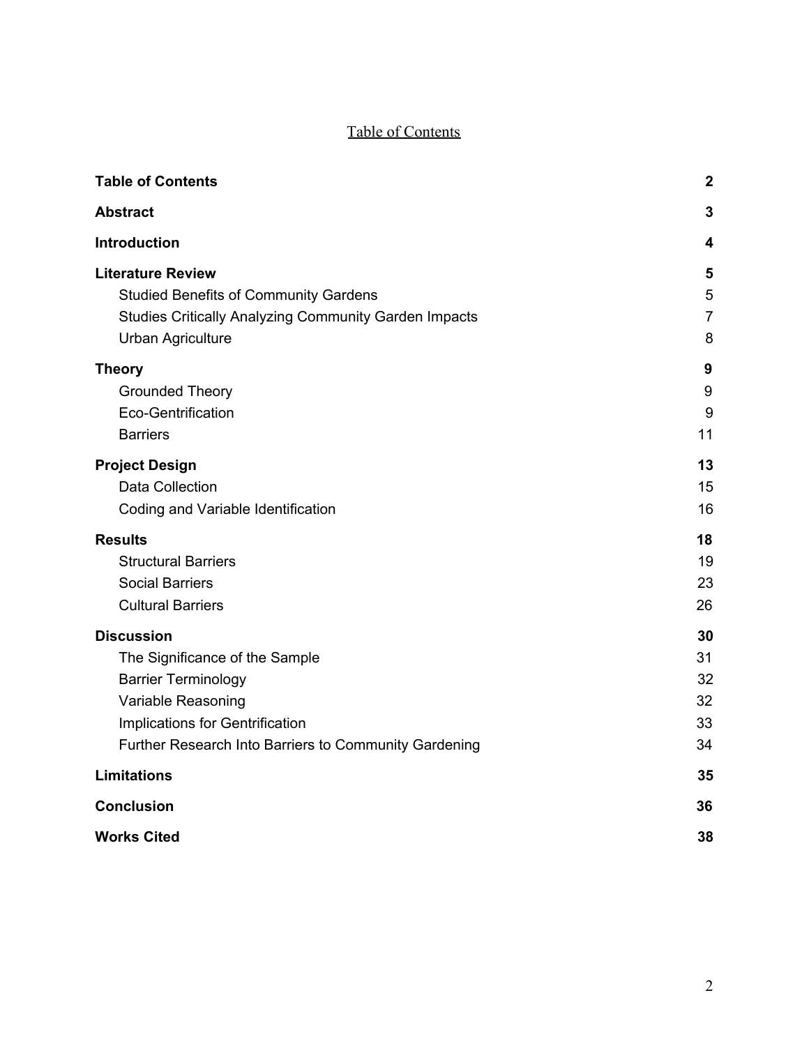# Table of Contents

| | |
|---|---|
| **Table of Contents** | **2** |
| **Abstract** | **3** |
| **Introduction** | **4** |
| **Literature Review** | **5** |
| Studied Benefits of Community Gardens | 5 |
| Studies Critically Analyzing Community Garden Impacts | 7 |
| Urban Agriculture | 8 |
| **Theory** | **9** |
| Grounded Theory | 9 |
| Eco-Gentrification | 9 |
| Barriers | 11 |
| **Project Design** | **13** |
| Data Collection | 15 |
| Coding and Variable Identification | 16 |
| **Results** | **18** |
| Structural Barriers | 19 |
| Social Barriers | 23 |
| Cultural Barriers | 26 |
| **Discussion** | **30** |
| The Significance of the Sample | 31 |
| Barrier Terminology | 32 |
| Variable Reasoning | 32 |
| Implications for Gentrification | 33 |
| Further Research Into Barriers to Community Gardening | 34 |
| **Limitations** | **35** |
| **Conclusion** | **36** |
| **Works Cited** | **38** |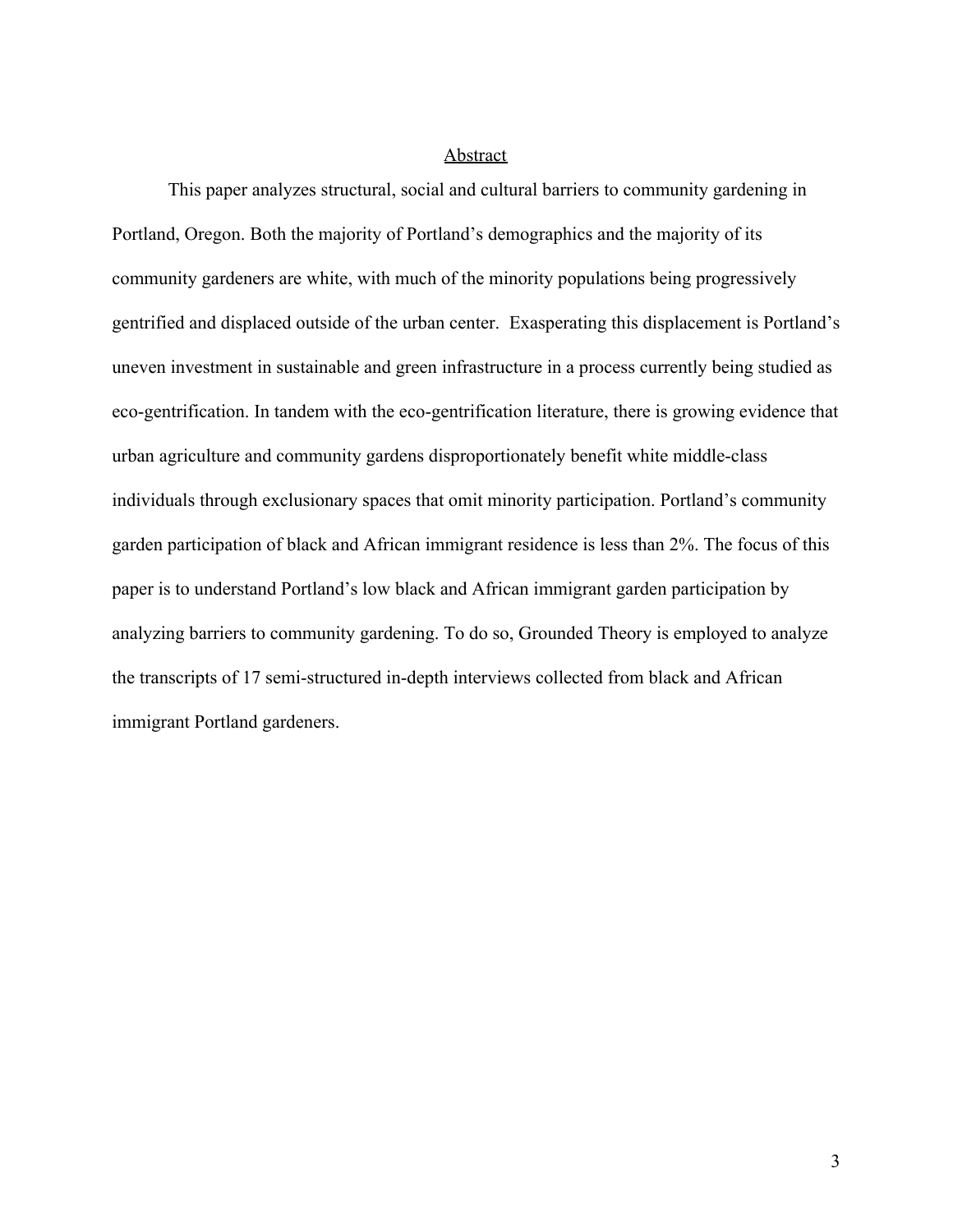## Abstract

This paper analyzes structural, social and cultural barriers to community gardening in Portland, Oregon. Both the majority of Portland's demographics and the majority of its community gardeners are white, with much of the minority populations being progressively gentrified and displaced outside of the urban center. Exasperating this displacement is Portland's uneven investment in sustainable and green infrastructure in a process currently being studied as eco-gentrification. In tandem with the eco-gentrification literature, there is growing evidence that urban agriculture and community gardens disproportionately benefit white middle-class individuals through exclusionary spaces that omit minority participation. Portland's community garden participation of black and African immigrant residence is less than 2%. The focus of this paper is to understand Portland's low black and African immigrant garden participation by analyzing barriers to community gardening. To do so, Grounded Theory is employed to analyze the transcripts of 17 semi-structured in-depth interviews collected from black and African immigrant Portland gardeners.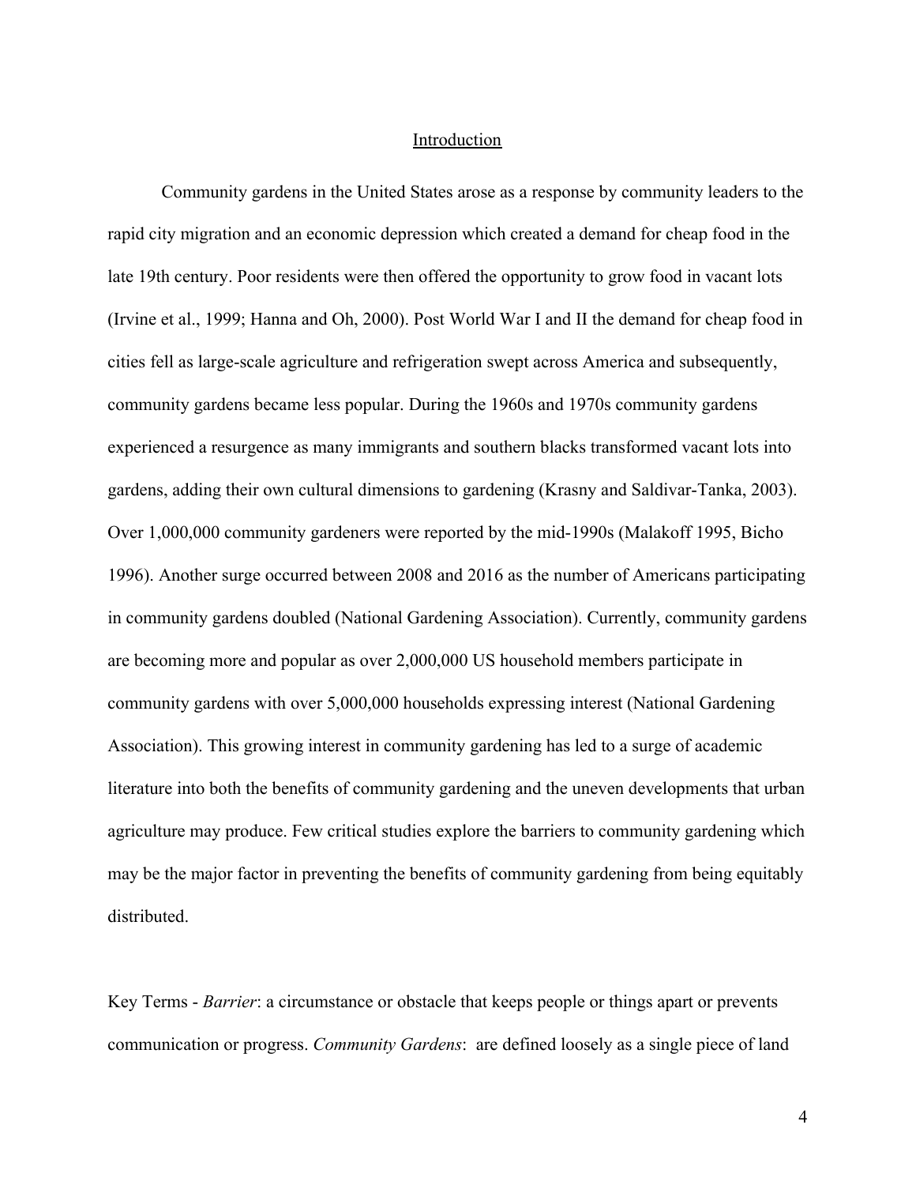## Introduction

Community gardens in the United States arose as a response by community leaders to the rapid city migration and an economic depression which created a demand for cheap food in the late 19th century. Poor residents were then offered the opportunity to grow food in vacant lots (Irvine et al., 1999; Hanna and Oh, 2000). Post World War I and II the demand for cheap food in cities fell as large-scale agriculture and refrigeration swept across America and subsequently, community gardens became less popular. During the 1960s and 1970s community gardens experienced a resurgence as many immigrants and southern blacks transformed vacant lots into gardens, adding their own cultural dimensions to gardening (Krasny and Saldivar-Tanka, 2003). Over 1,000,000 community gardeners were reported by the mid-1990s (Malakoff 1995, Bicho 1996). Another surge occurred between 2008 and 2016 as the number of Americans participating in community gardens doubled (National Gardening Association). Currently, community gardens are becoming more and popular as over 2,000,000 US household members participate in community gardens with over 5,000,000 households expressing interest (National Gardening Association). This growing interest in community gardening has led to a surge of academic literature into both the benefits of community gardening and the uneven developments that urban agriculture may produce. Few critical studies explore the barriers to community gardening which may be the major factor in preventing the benefits of community gardening from being equitably distributed.

Key Terms - *Barrier*: a circumstance or obstacle that keeps people or things apart or prevents communication or progress. *Community Gardens*: are defined loosely as a single piece of land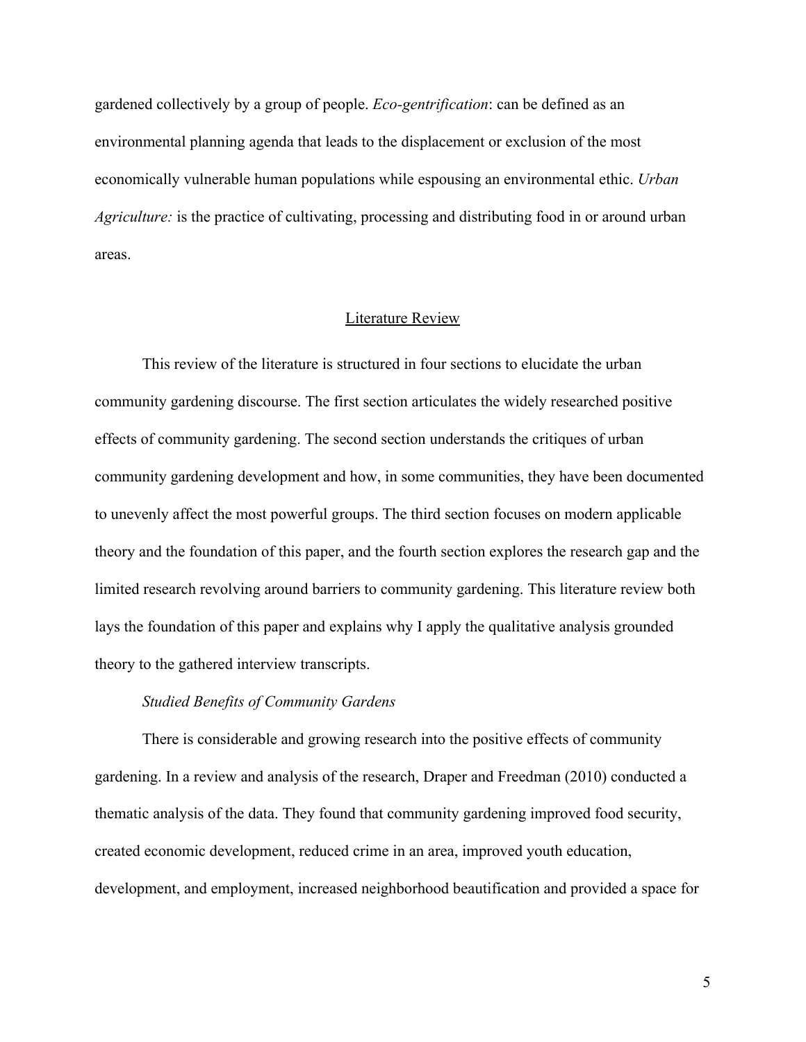gardened collectively by a group of people. *Eco-gentrification*: can be defined as an environmental planning agenda that leads to the displacement or exclusion of the most economically vulnerable human populations while espousing an environmental ethic. *Urban Agriculture:* is the practice of cultivating, processing and distributing food in or around urban areas.

## Literature Review

This review of the literature is structured in four sections to elucidate the urban community gardening discourse. The first section articulates the widely researched positive effects of community gardening. The second section understands the critiques of urban community gardening development and how, in some communities, they have been documented to unevenly affect the most powerful groups. The third section focuses on modern applicable theory and the foundation of this paper, and the fourth section explores the research gap and the limited research revolving around barriers to community gardening. This literature review both lays the foundation of this paper and explains why I apply the qualitative analysis grounded theory to the gathered interview transcripts.

### *Studied Benefits of Community Gardens*

There is considerable and growing research into the positive effects of community gardening. In a review and analysis of the research, Draper and Freedman (2010) conducted a thematic analysis of the data. They found that community gardening improved food security, created economic development, reduced crime in an area, improved youth education, development, and employment, increased neighborhood beautification and provided a space for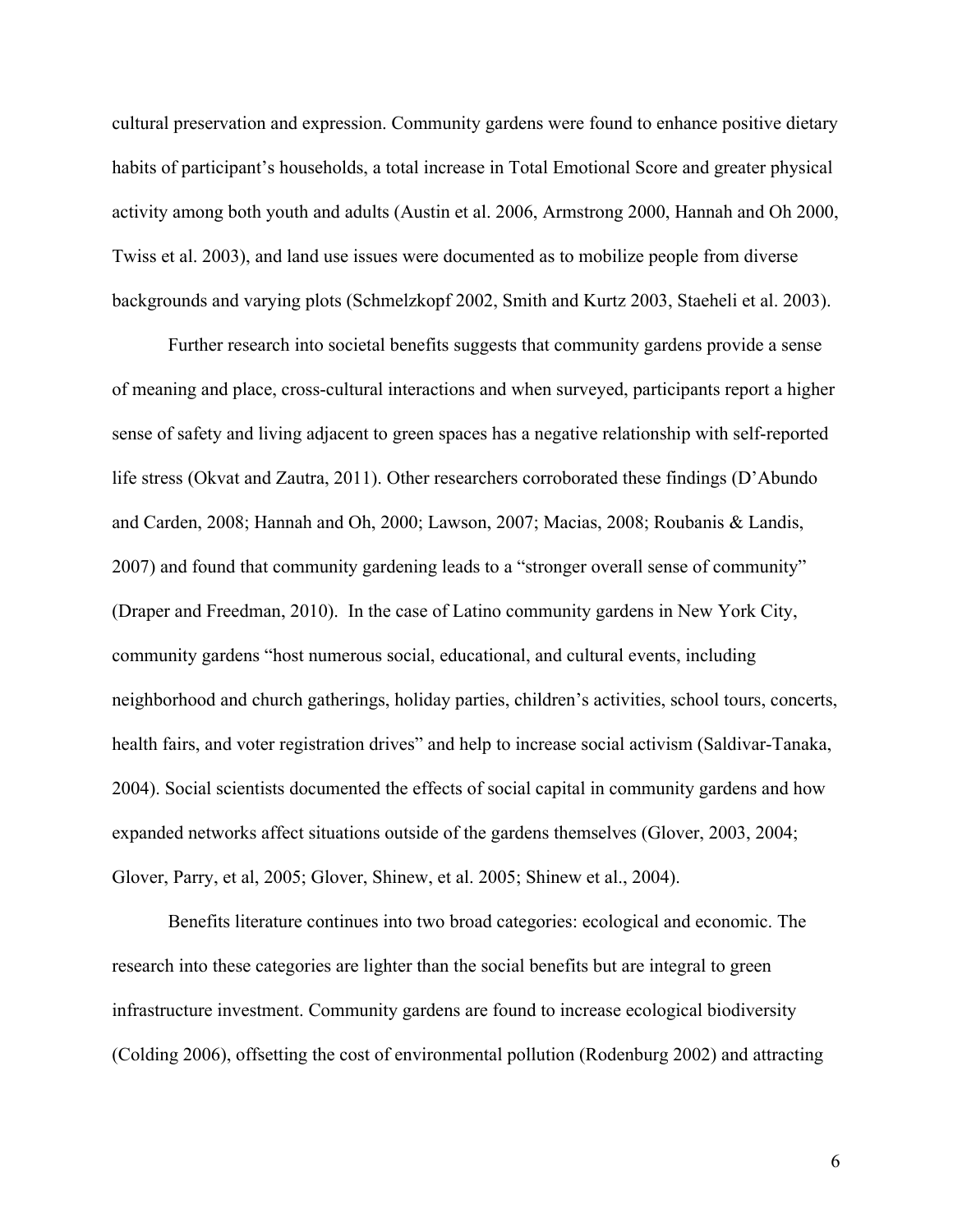cultural preservation and expression. Community gardens were found to enhance positive dietary habits of participant's households, a total increase in Total Emotional Score and greater physical activity among both youth and adults (Austin et al. 2006, Armstrong 2000, Hannah and Oh 2000, Twiss et al. 2003), and land use issues were documented as to mobilize people from diverse backgrounds and varying plots (Schmelzkopf 2002, Smith and Kurtz 2003, Staeheli et al. 2003).

Further research into societal benefits suggests that community gardens provide a sense of meaning and place, cross-cultural interactions and when surveyed, participants report a higher sense of safety and living adjacent to green spaces has a negative relationship with self-reported life stress (Okvat and Zautra, 2011). Other researchers corroborated these findings (D'Abundo and Carden, 2008; Hannah and Oh, 2000; Lawson, 2007; Macias, 2008; Roubanis & Landis, 2007) and found that community gardening leads to a "stronger overall sense of community" (Draper and Freedman, 2010). In the case of Latino community gardens in New York City, community gardens "host numerous social, educational, and cultural events, including neighborhood and church gatherings, holiday parties, children's activities, school tours, concerts, health fairs, and voter registration drives" and help to increase social activism (Saldivar-Tanaka, 2004). Social scientists documented the effects of social capital in community gardens and how expanded networks affect situations outside of the gardens themselves (Glover, 2003, 2004; Glover, Parry, et al, 2005; Glover, Shinew, et al. 2005; Shinew et al., 2004).

Benefits literature continues into two broad categories: ecological and economic. The research into these categories are lighter than the social benefits but are integral to green infrastructure investment. Community gardens are found to increase ecological biodiversity (Colding 2006), offsetting the cost of environmental pollution (Rodenburg 2002) and attracting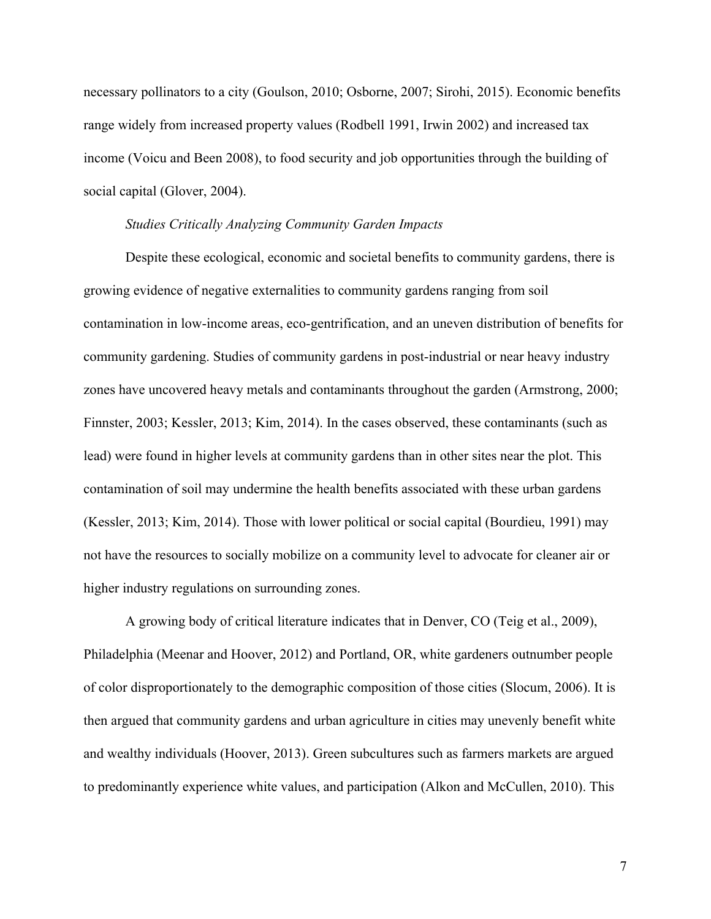necessary pollinators to a city (Goulson, 2010; Osborne, 2007; Sirohi, 2015). Economic benefits range widely from increased property values (Rodbell 1991, Irwin 2002) and increased tax income (Voicu and Been 2008), to food security and job opportunities through the building of social capital (Glover, 2004).

### *Studies Critically Analyzing Community Garden Impacts*

Despite these ecological, economic and societal benefits to community gardens, there is growing evidence of negative externalities to community gardens ranging from soil contamination in low-income areas, eco-gentrification, and an uneven distribution of benefits for community gardening. Studies of community gardens in post-industrial or near heavy industry zones have uncovered heavy metals and contaminants throughout the garden (Armstrong, 2000; Finnster, 2003; Kessler, 2013; Kim, 2014). In the cases observed, these contaminants (such as lead) were found in higher levels at community gardens than in other sites near the plot. This contamination of soil may undermine the health benefits associated with these urban gardens (Kessler, 2013; Kim, 2014). Those with lower political or social capital (Bourdieu, 1991) may not have the resources to socially mobilize on a community level to advocate for cleaner air or higher industry regulations on surrounding zones.

A growing body of critical literature indicates that in Denver, CO (Teig et al., 2009), Philadelphia (Meenar and Hoover, 2012) and Portland, OR, white gardeners outnumber people of color disproportionately to the demographic composition of those cities (Slocum, 2006). It is then argued that community gardens and urban agriculture in cities may unevenly benefit white and wealthy individuals (Hoover, 2013). Green subcultures such as farmers markets are argued to predominantly experience white values, and participation (Alkon and McCullen, 2010). This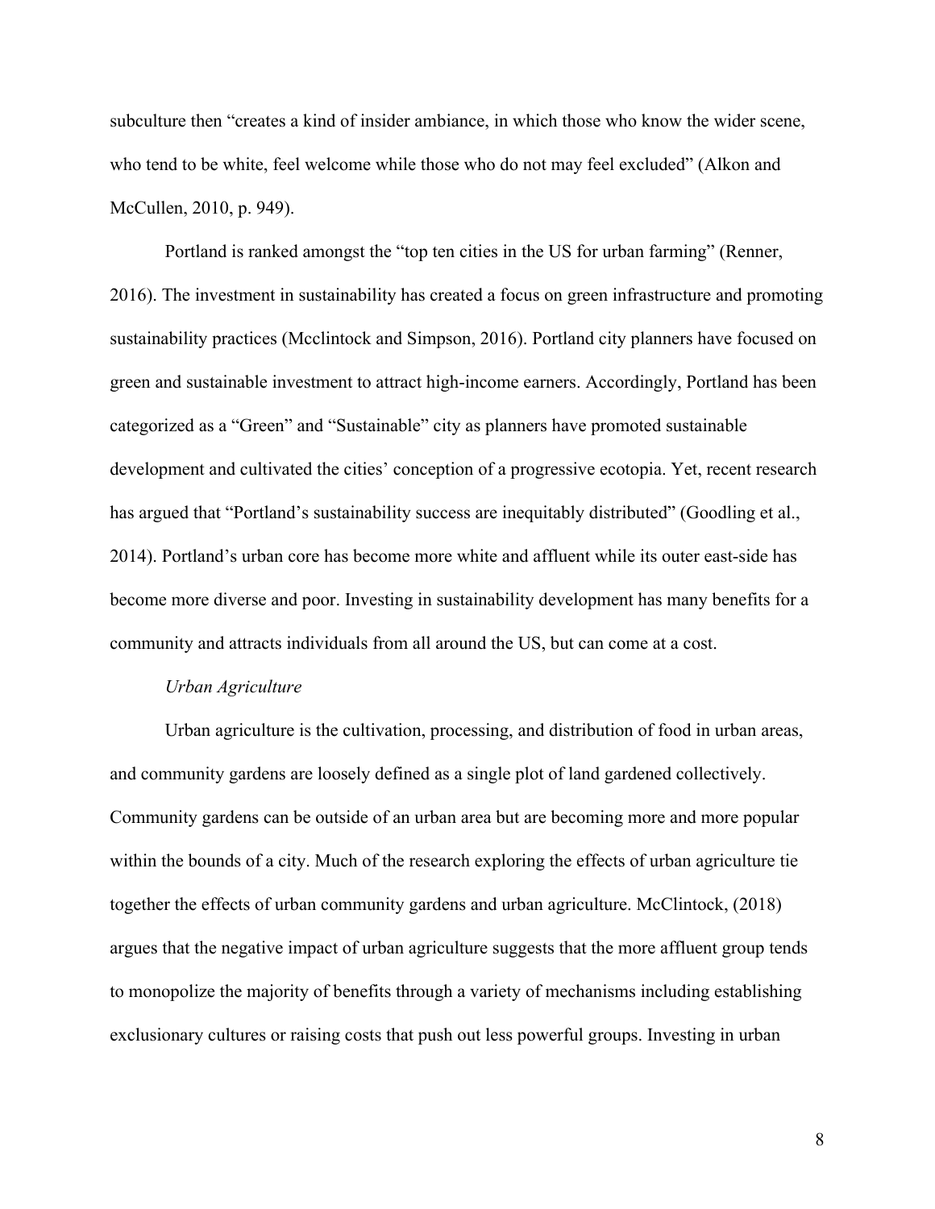subculture then "creates a kind of insider ambiance, in which those who know the wider scene, who tend to be white, feel welcome while those who do not may feel excluded" (Alkon and McCullen, 2010, p. 949).

Portland is ranked amongst the "top ten cities in the US for urban farming" (Renner, 2016). The investment in sustainability has created a focus on green infrastructure and promoting sustainability practices (Mcclintock and Simpson, 2016). Portland city planners have focused on green and sustainable investment to attract high-income earners. Accordingly, Portland has been categorized as a "Green" and "Sustainable" city as planners have promoted sustainable development and cultivated the cities' conception of a progressive ecotopia. Yet, recent research has argued that "Portland's sustainability success are inequitably distributed" (Goodling et al., 2014). Portland's urban core has become more white and affluent while its outer east-side has become more diverse and poor. Investing in sustainability development has many benefits for a community and attracts individuals from all around the US, but can come at a cost.

*Urban Agriculture*

Urban agriculture is the cultivation, processing, and distribution of food in urban areas, and community gardens are loosely defined as a single plot of land gardened collectively. Community gardens can be outside of an urban area but are becoming more and more popular within the bounds of a city. Much of the research exploring the effects of urban agriculture tie together the effects of urban community gardens and urban agriculture. McClintock, (2018) argues that the negative impact of urban agriculture suggests that the more affluent group tends to monopolize the majority of benefits through a variety of mechanisms including establishing exclusionary cultures or raising costs that push out less powerful groups. Investing in urban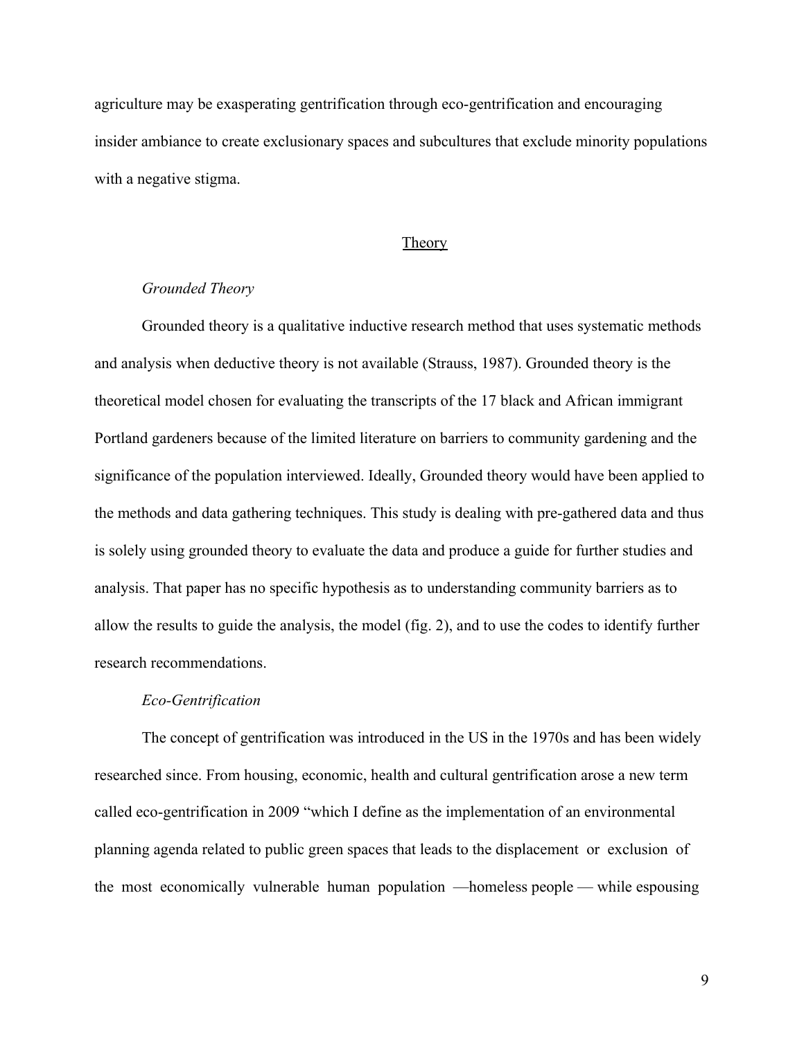agriculture may be exasperating gentrification through eco-gentrification and encouraging insider ambiance to create exclusionary spaces and subcultures that exclude minority populations with a negative stigma.

## Theory

### *Grounded Theory*

Grounded theory is a qualitative inductive research method that uses systematic methods and analysis when deductive theory is not available (Strauss, 1987). Grounded theory is the theoretical model chosen for evaluating the transcripts of the 17 black and African immigrant Portland gardeners because of the limited literature on barriers to community gardening and the significance of the population interviewed. Ideally, Grounded theory would have been applied to the methods and data gathering techniques. This study is dealing with pre-gathered data and thus is solely using grounded theory to evaluate the data and produce a guide for further studies and analysis. That paper has no specific hypothesis as to understanding community barriers as to allow the results to guide the analysis, the model (fig. 2), and to use the codes to identify further research recommendations.

### *Eco-Gentrification*

The concept of gentrification was introduced in the US in the 1970s and has been widely researched since. From housing, economic, health and cultural gentrification arose a new term called eco-gentrification in 2009 "which I define as the implementation of an environmental planning agenda related to public green spaces that leads to the displacement or exclusion of the most economically vulnerable human population —homeless people — while espousing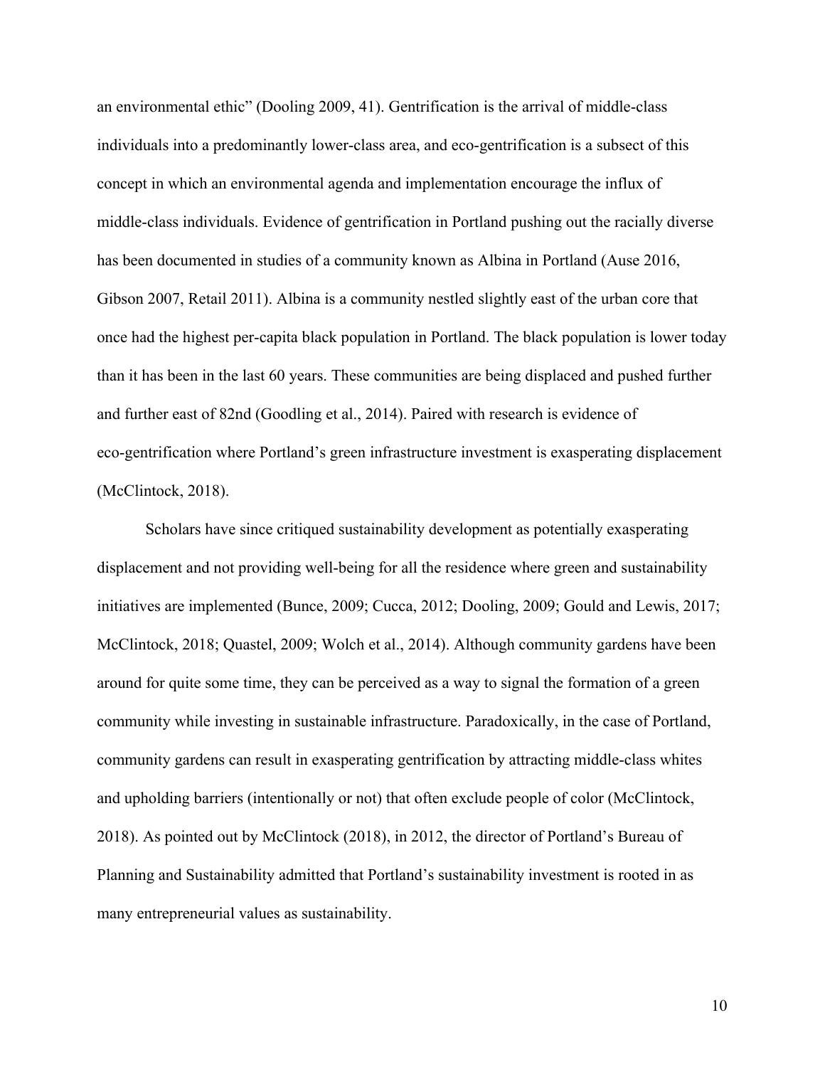an environmental ethic" (Dooling 2009, 41). Gentrification is the arrival of middle-class individuals into a predominantly lower-class area, and eco-gentrification is a subsect of this concept in which an environmental agenda and implementation encourage the influx of middle-class individuals. Evidence of gentrification in Portland pushing out the racially diverse has been documented in studies of a community known as Albina in Portland (Ause 2016, Gibson 2007, Retail 2011). Albina is a community nestled slightly east of the urban core that once had the highest per-capita black population in Portland. The black population is lower today than it has been in the last 60 years. These communities are being displaced and pushed further and further east of 82nd (Goodling et al., 2014). Paired with research is evidence of eco-gentrification where Portland's green infrastructure investment is exasperating displacement (McClintock, 2018).

Scholars have since critiqued sustainability development as potentially exasperating displacement and not providing well-being for all the residence where green and sustainability initiatives are implemented (Bunce, 2009; Cucca, 2012; Dooling, 2009; Gould and Lewis, 2017; McClintock, 2018; Quastel, 2009; Wolch et al., 2014). Although community gardens have been around for quite some time, they can be perceived as a way to signal the formation of a green community while investing in sustainable infrastructure. Paradoxically, in the case of Portland, community gardens can result in exasperating gentrification by attracting middle-class whites and upholding barriers (intentionally or not) that often exclude people of color (McClintock, 2018). As pointed out by McClintock (2018), in 2012, the director of Portland's Bureau of Planning and Sustainability admitted that Portland's sustainability investment is rooted in as many entrepreneurial values as sustainability.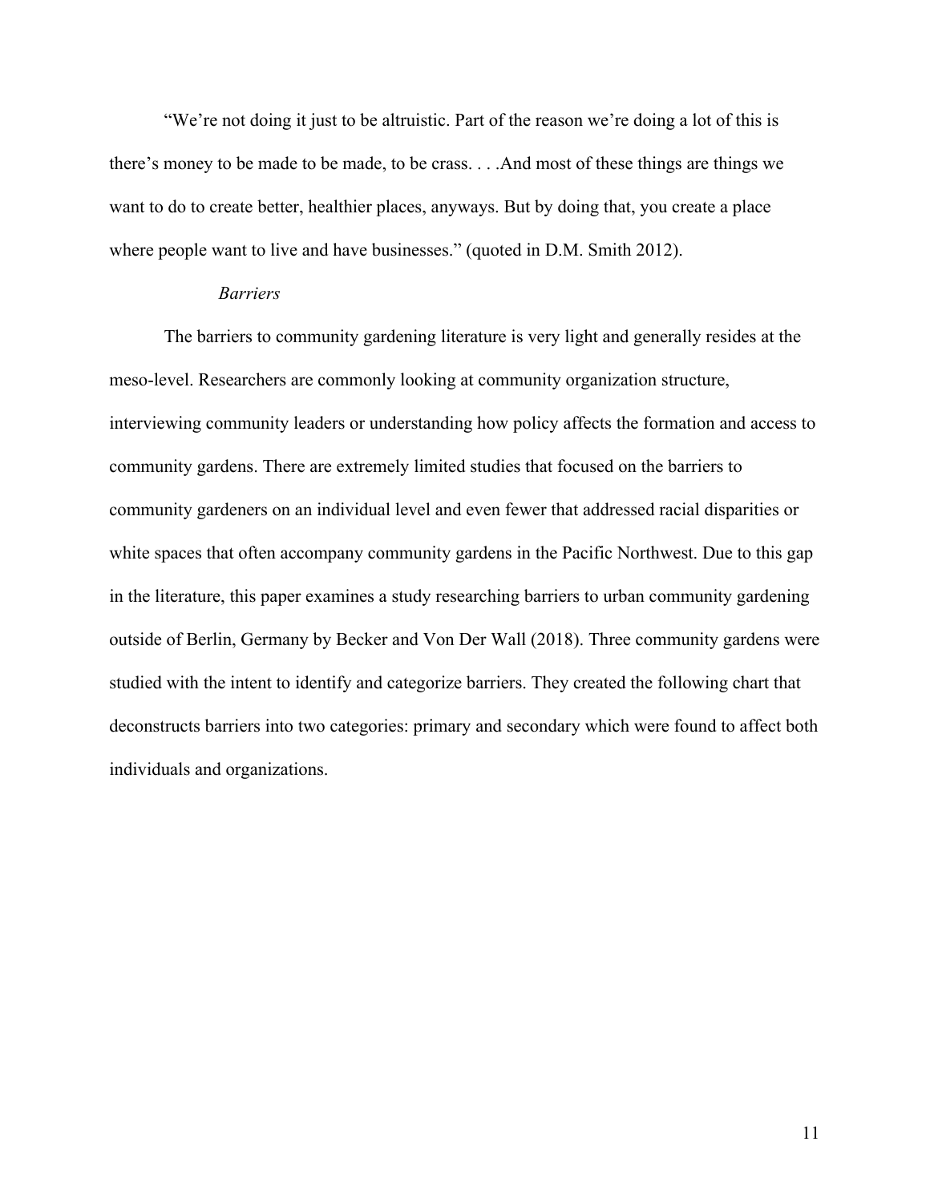"We're not doing it just to be altruistic. Part of the reason we're doing a lot of this is there's money to be made to be made, to be crass. . . .And most of these things are things we want to do to create better, healthier places, anyways. But by doing that, you create a place where people want to live and have businesses." (quoted in D.M. Smith 2012).

### *Barriers*

The barriers to community gardening literature is very light and generally resides at the meso-level. Researchers are commonly looking at community organization structure, interviewing community leaders or understanding how policy affects the formation and access to community gardens. There are extremely limited studies that focused on the barriers to community gardeners on an individual level and even fewer that addressed racial disparities or white spaces that often accompany community gardens in the Pacific Northwest. Due to this gap in the literature, this paper examines a study researching barriers to urban community gardening outside of Berlin, Germany by Becker and Von Der Wall (2018). Three community gardens were studied with the intent to identify and categorize barriers. They created the following chart that deconstructs barriers into two categories: primary and secondary which were found to affect both individuals and organizations.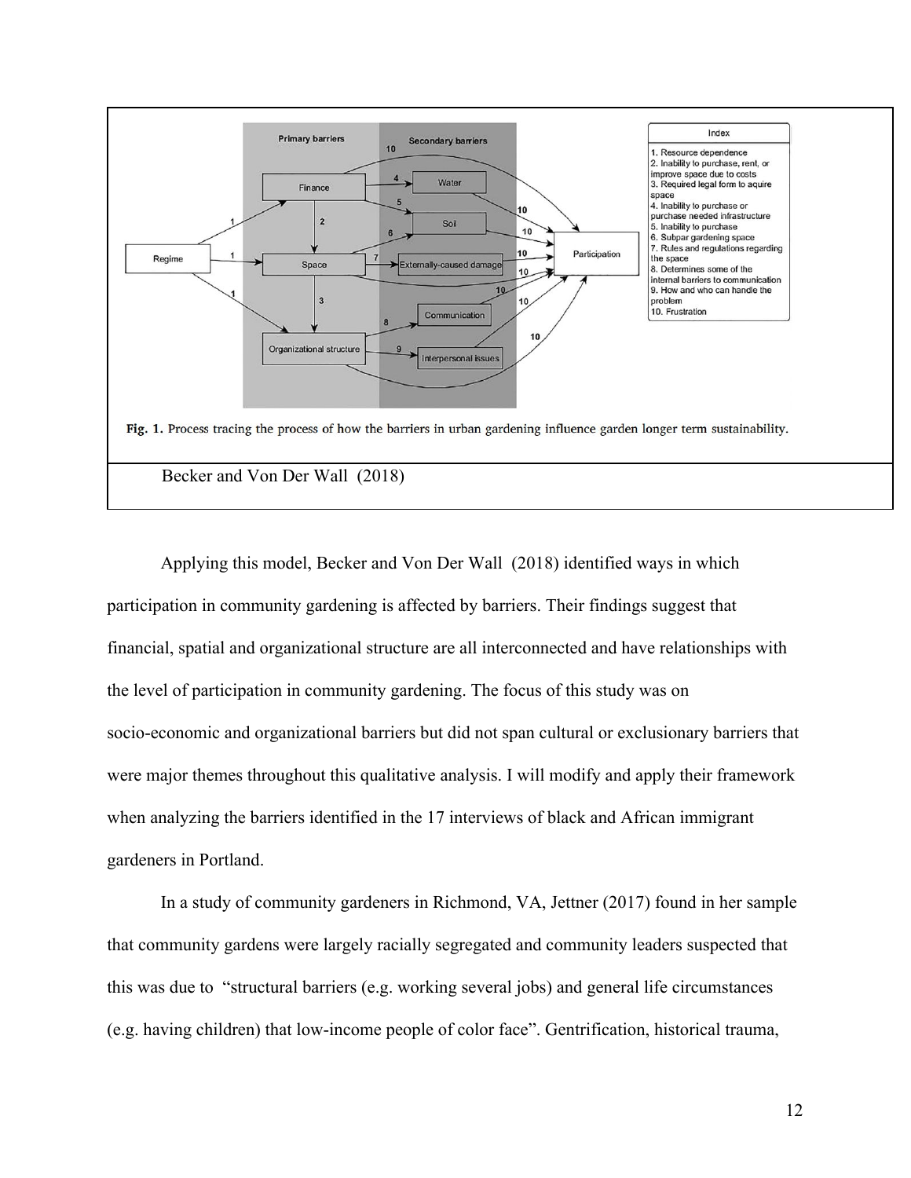Fig. 1. Process tracing the process of how the barriers in urban gardening influence garden longer term sustainability.

Becker and Von Der Wall (2018)

Applying this model, Becker and Von Der Wall (2018) identified ways in which participation in community gardening is affected by barriers. Their findings suggest that financial, spatial and organizational structure are all interconnected and have relationships with the level of participation in community gardening. The focus of this study was on socio-economic and organizational barriers but did not span cultural or exclusionary barriers that were major themes throughout this qualitative analysis. I will modify and apply their framework when analyzing the barriers identified in the 17 interviews of black and African immigrant gardeners in Portland.

In a study of community gardeners in Richmond, VA, Jettner (2017) found in her sample that community gardens were largely racially segregated and community leaders suspected that this was due to "structural barriers (e.g. working several jobs) and general life circumstances (e.g. having children) that low-income people of color face". Gentrification, historical trauma,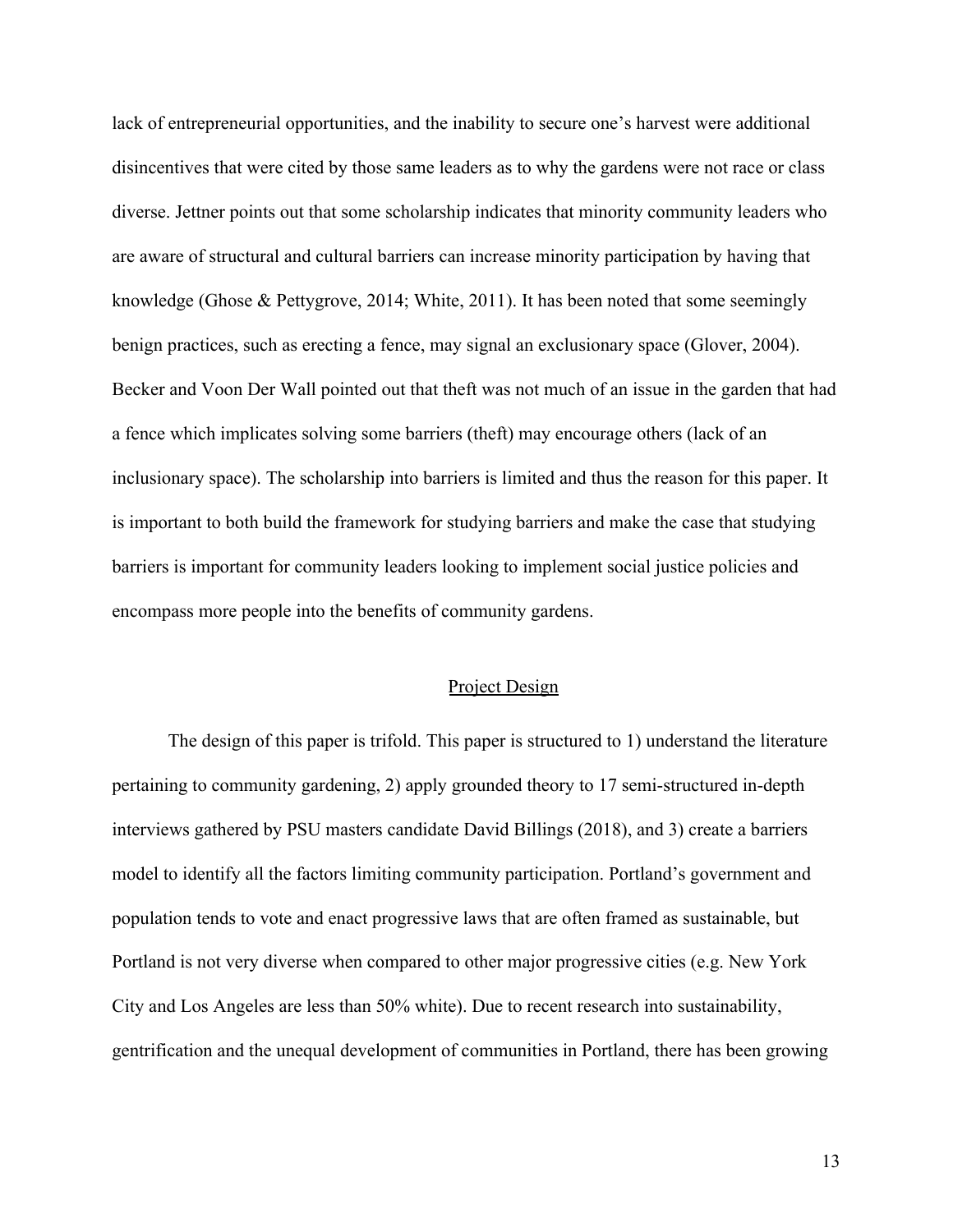lack of entrepreneurial opportunities, and the inability to secure one's harvest were additional disincentives that were cited by those same leaders as to why the gardens were not race or class diverse. Jettner points out that some scholarship indicates that minority community leaders who are aware of structural and cultural barriers can increase minority participation by having that knowledge (Ghose & Pettygrove, 2014; White, 2011). It has been noted that some seemingly benign practices, such as erecting a fence, may signal an exclusionary space (Glover, 2004). Becker and Voon Der Wall pointed out that theft was not much of an issue in the garden that had a fence which implicates solving some barriers (theft) may encourage others (lack of an inclusionary space). The scholarship into barriers is limited and thus the reason for this paper. It is important to both build the framework for studying barriers and make the case that studying barriers is important for community leaders looking to implement social justice policies and encompass more people into the benefits of community gardens.

## Project Design

The design of this paper is trifold. This paper is structured to 1) understand the literature pertaining to community gardening, 2) apply grounded theory to 17 semi-structured in-depth interviews gathered by PSU masters candidate David Billings (2018), and 3) create a barriers model to identify all the factors limiting community participation. Portland's government and population tends to vote and enact progressive laws that are often framed as sustainable, but Portland is not very diverse when compared to other major progressive cities (e.g. New York City and Los Angeles are less than 50% white). Due to recent research into sustainability, gentrification and the unequal development of communities in Portland, there has been growing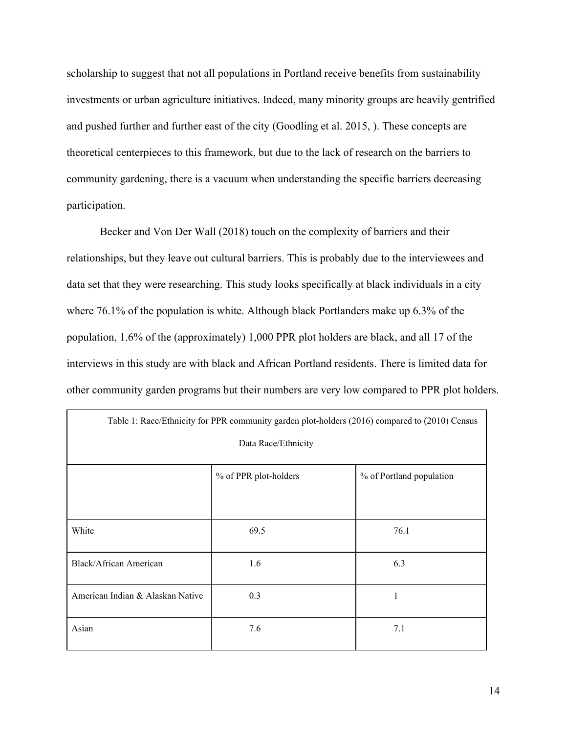scholarship to suggest that not all populations in Portland receive benefits from sustainability investments or urban agriculture initiatives. Indeed, many minority groups are heavily gentrified and pushed further and further east of the city (Goodling et al. 2015, ). These concepts are theoretical centerpieces to this framework, but due to the lack of research on the barriers to community gardening, there is a vacuum when understanding the specific barriers decreasing participation.

Becker and Von Der Wall (2018) touch on the complexity of barriers and their relationships, but they leave out cultural barriers. This is probably due to the interviewees and data set that they were researching. This study looks specifically at black individuals in a city where 76.1% of the population is white. Although black Portlanders make up 6.3% of the population, 1.6% of the (approximately) 1,000 PPR plot holders are black, and all 17 of the interviews in this study are with black and African Portland residents. There is limited data for other community garden programs but their numbers are very low compared to PPR plot holders.

Table 1: Race/Ethnicity for PPR community garden plot-holders (2016) compared to (2010) Census Data Race/Ethnicity

| | % of PPR plot-holders | % of Portland population |
|---|---|---|
| White | 69.5 | 76.1 |
| Black/African American | 1.6 | 6.3 |
| American Indian & Alaskan Native | 0.3 | 1 |
| Asian | 7.6 | 7.1 |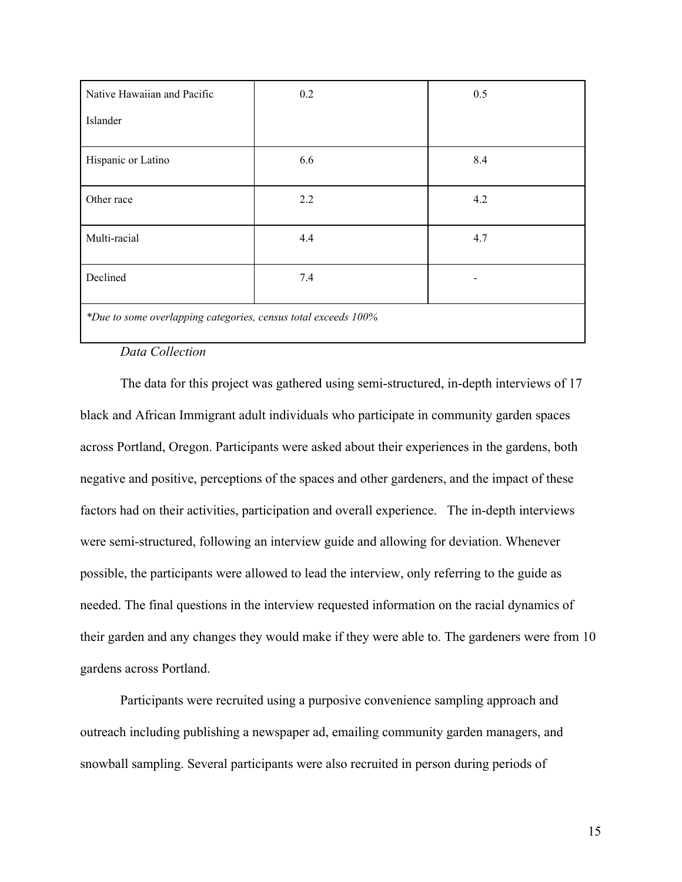| | | |
|---|---|---|
| Native Hawaiian and Pacific Islander | 0.2 | 0.5 |
| Hispanic or Latino | 6.6 | 8.4 |
| Other race | 2.2 | 4.2 |
| Multi-racial | 4.4 | 4.7 |
| Declined | 7.4 | - |
| *\*Due to some overlapping categories, census total exceeds 100%* | | |

*Data Collection*

The data for this project was gathered using semi-structured, in-depth interviews of 17 black and African Immigrant adult individuals who participate in community garden spaces across Portland, Oregon. Participants were asked about their experiences in the gardens, both negative and positive, perceptions of the spaces and other gardeners, and the impact of these factors had on their activities, participation and overall experience. The in-depth interviews were semi-structured, following an interview guide and allowing for deviation. Whenever possible, the participants were allowed to lead the interview, only referring to the guide as needed. The final questions in the interview requested information on the racial dynamics of their garden and any changes they would make if they were able to. The gardeners were from 10 gardens across Portland.

Participants were recruited using a purposive convenience sampling approach and outreach including publishing a newspaper ad, emailing community garden managers, and snowball sampling. Several participants were also recruited in person during periods of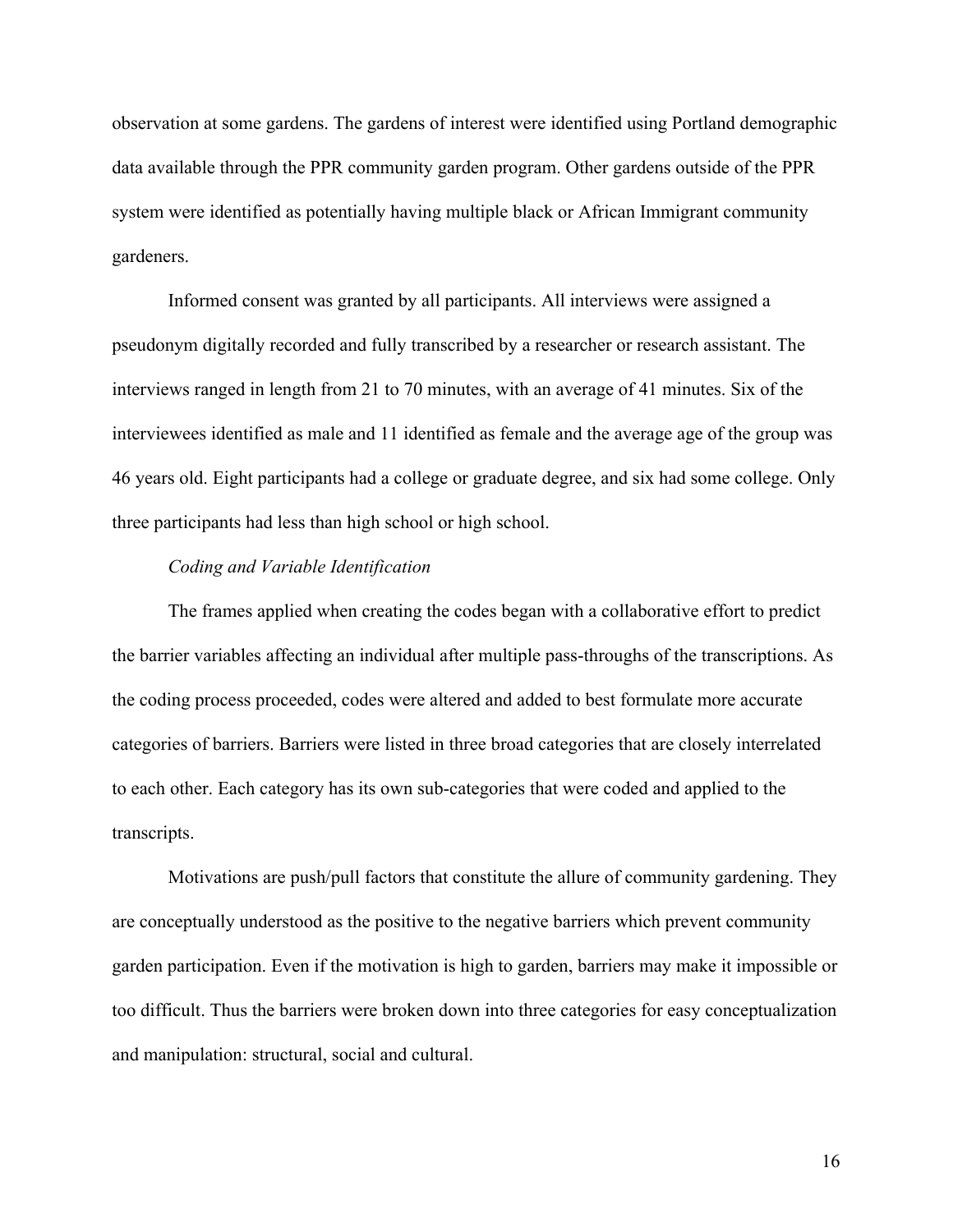observation at some gardens. The gardens of interest were identified using Portland demographic data available through the PPR community garden program. Other gardens outside of the PPR system were identified as potentially having multiple black or African Immigrant community gardeners.

Informed consent was granted by all participants. All interviews were assigned a pseudonym digitally recorded and fully transcribed by a researcher or research assistant. The interviews ranged in length from 21 to 70 minutes, with an average of 41 minutes. Six of the interviewees identified as male and 11 identified as female and the average age of the group was 46 years old. Eight participants had a college or graduate degree, and six had some college. Only three participants had less than high school or high school.

*Coding and Variable Identification*

The frames applied when creating the codes began with a collaborative effort to predict the barrier variables affecting an individual after multiple pass-throughs of the transcriptions. As the coding process proceeded, codes were altered and added to best formulate more accurate categories of barriers. Barriers were listed in three broad categories that are closely interrelated to each other. Each category has its own sub-categories that were coded and applied to the transcripts.

Motivations are push/pull factors that constitute the allure of community gardening. They are conceptually understood as the positive to the negative barriers which prevent community garden participation. Even if the motivation is high to garden, barriers may make it impossible or too difficult. Thus the barriers were broken down into three categories for easy conceptualization and manipulation: structural, social and cultural.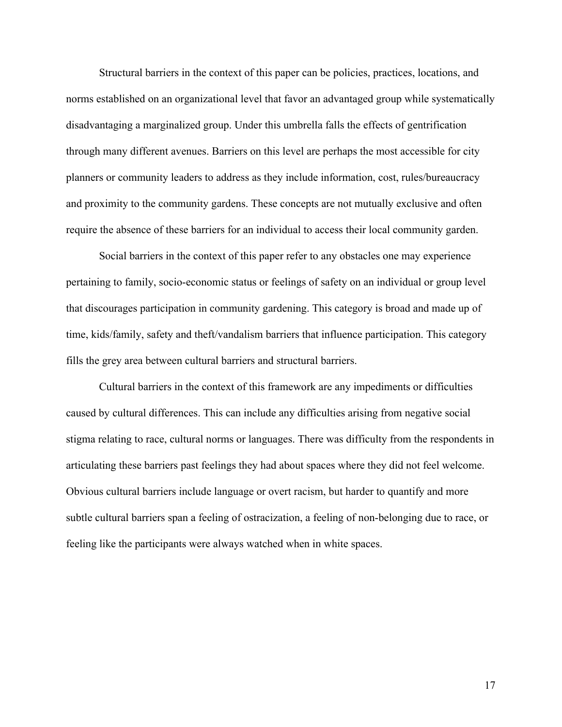Structural barriers in the context of this paper can be policies, practices, locations, and norms established on an organizational level that favor an advantaged group while systematically disadvantaging a marginalized group. Under this umbrella falls the effects of gentrification through many different avenues. Barriers on this level are perhaps the most accessible for city planners or community leaders to address as they include information, cost, rules/bureaucracy and proximity to the community gardens. These concepts are not mutually exclusive and often require the absence of these barriers for an individual to access their local community garden.

Social barriers in the context of this paper refer to any obstacles one may experience pertaining to family, socio-economic status or feelings of safety on an individual or group level that discourages participation in community gardening. This category is broad and made up of time, kids/family, safety and theft/vandalism barriers that influence participation. This category fills the grey area between cultural barriers and structural barriers.

Cultural barriers in the context of this framework are any impediments or difficulties caused by cultural differences. This can include any difficulties arising from negative social stigma relating to race, cultural norms or languages. There was difficulty from the respondents in articulating these barriers past feelings they had about spaces where they did not feel welcome. Obvious cultural barriers include language or overt racism, but harder to quantify and more subtle cultural barriers span a feeling of ostracization, a feeling of non-belonging due to race, or feeling like the participants were always watched when in white spaces.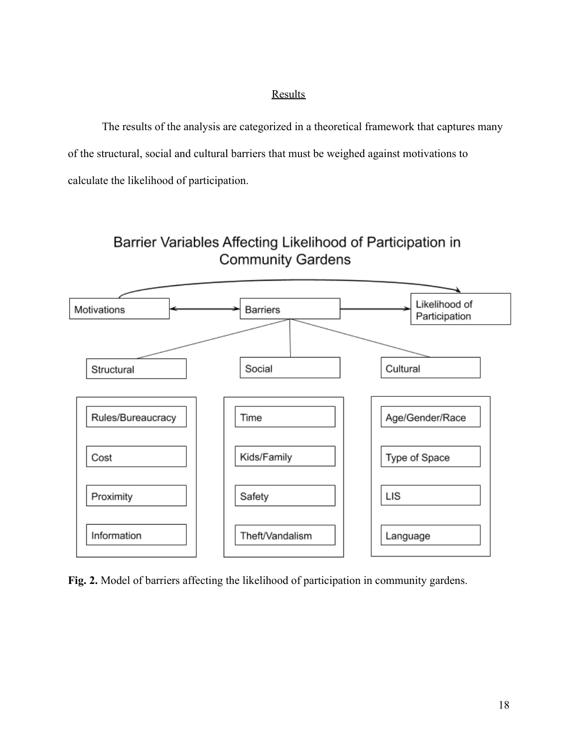## Results

The results of the analysis are categorized in a theoretical framework that captures many of the structural, social and cultural barriers that must be weighed against motivations to calculate the likelihood of participation.

Barrier Variables Affecting Likelihood of Participation in Community Gardens

Motivations ↔ Barriers → Likelihood of Participation

| Structural | Social | Cultural |
| --- | --- | --- |
| Rules/Bureaucracy | Time | Age/Gender/Race |
| Cost | Kids/Family | Type of Space |
| Proximity | Safety | LIS |
| Information | Theft/Vandalism | Language |

**Fig. 2.** Model of barriers affecting the likelihood of participation in community gardens.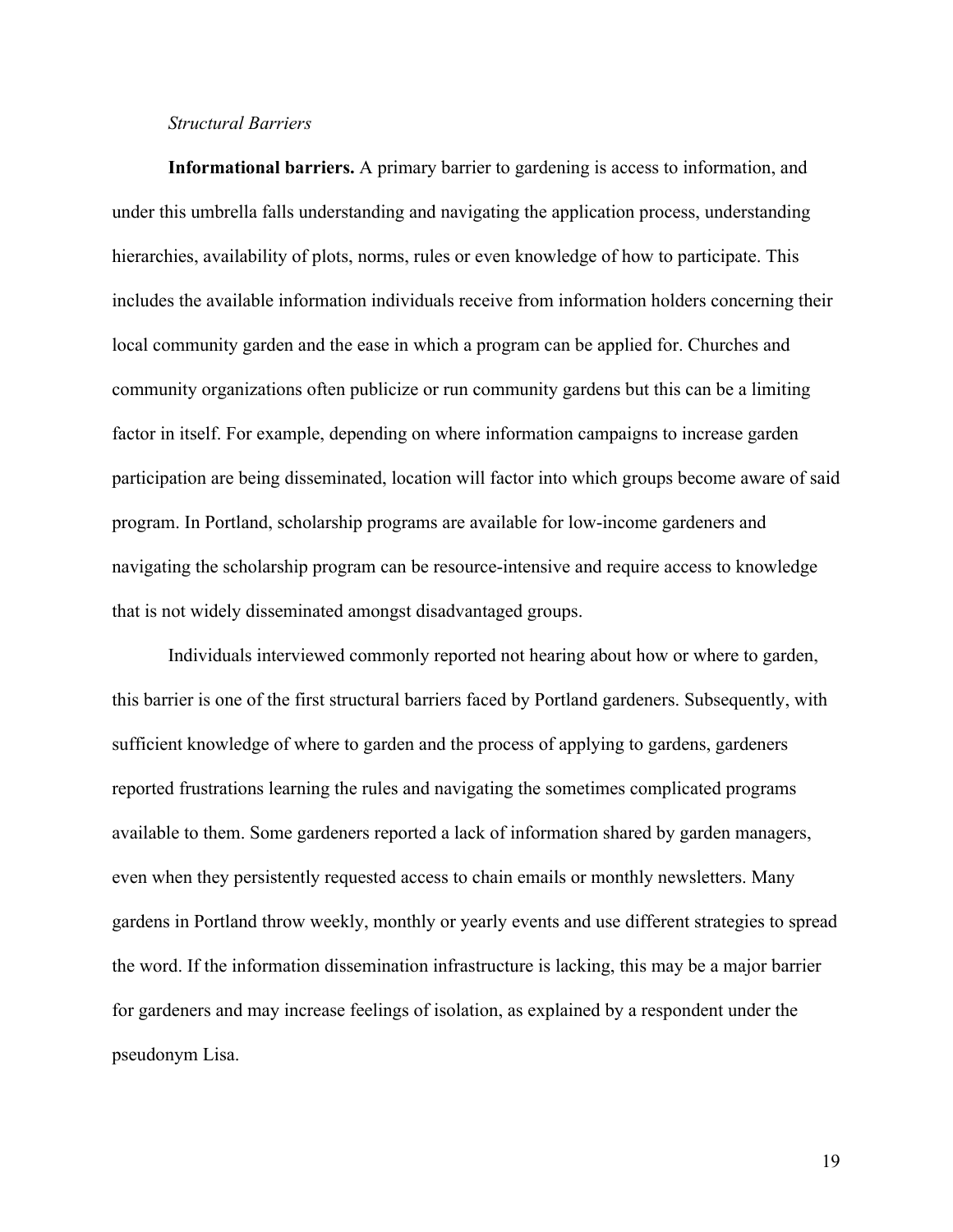*Structural Barriers*

**Informational barriers.** A primary barrier to gardening is access to information, and under this umbrella falls understanding and navigating the application process, understanding hierarchies, availability of plots, norms, rules or even knowledge of how to participate. This includes the available information individuals receive from information holders concerning their local community garden and the ease in which a program can be applied for. Churches and community organizations often publicize or run community gardens but this can be a limiting factor in itself. For example, depending on where information campaigns to increase garden participation are being disseminated, location will factor into which groups become aware of said program. In Portland, scholarship programs are available for low-income gardeners and navigating the scholarship program can be resource-intensive and require access to knowledge that is not widely disseminated amongst disadvantaged groups.

Individuals interviewed commonly reported not hearing about how or where to garden, this barrier is one of the first structural barriers faced by Portland gardeners. Subsequently, with sufficient knowledge of where to garden and the process of applying to gardens, gardeners reported frustrations learning the rules and navigating the sometimes complicated programs available to them. Some gardeners reported a lack of information shared by garden managers, even when they persistently requested access to chain emails or monthly newsletters. Many gardens in Portland throw weekly, monthly or yearly events and use different strategies to spread the word. If the information dissemination infrastructure is lacking, this may be a major barrier for gardeners and may increase feelings of isolation, as explained by a respondent under the pseudonym Lisa.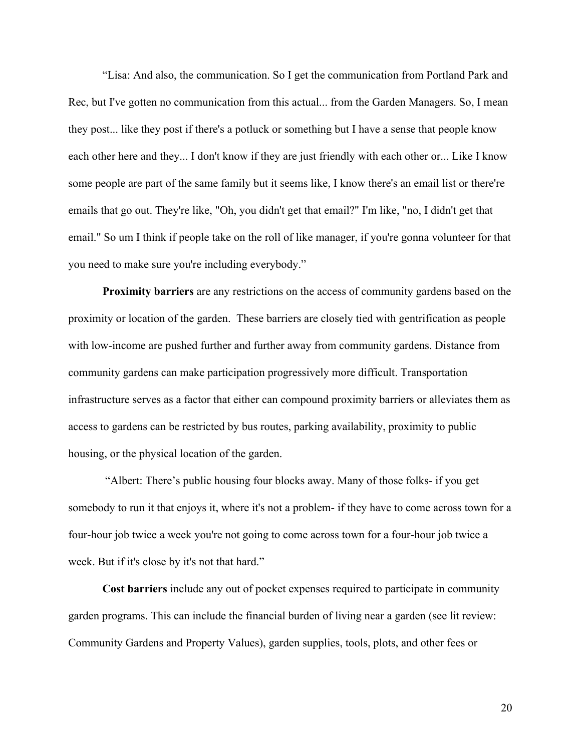“Lisa: And also, the communication. So I get the communication from Portland Park and Rec, but I've gotten no communication from this actual... from the Garden Managers. So, I mean they post... like they post if there's a potluck or something but I have a sense that people know each other here and they... I don't know if they are just friendly with each other or... Like I know some people are part of the same family but it seems like, I know there's an email list or there're emails that go out. They're like, "Oh, you didn't get that email?" I'm like, "no, I didn't get that email." So um I think if people take on the roll of like manager, if you're gonna volunteer for that you need to make sure you're including everybody.”

**Proximity barriers** are any restrictions on the access of community gardens based on the proximity or location of the garden. These barriers are closely tied with gentrification as people with low-income are pushed further and further away from community gardens. Distance from community gardens can make participation progressively more difficult. Transportation infrastructure serves as a factor that either can compound proximity barriers or alleviates them as access to gardens can be restricted by bus routes, parking availability, proximity to public housing, or the physical location of the garden.

“Albert: There’s public housing four blocks away. Many of those folks- if you get somebody to run it that enjoys it, where it's not a problem- if they have to come across town for a four-hour job twice a week you're not going to come across town for a four-hour job twice a week. But if it's close by it's not that hard.”

**Cost barriers** include any out of pocket expenses required to participate in community garden programs. This can include the financial burden of living near a garden (see lit review: Community Gardens and Property Values), garden supplies, tools, plots, and other fees or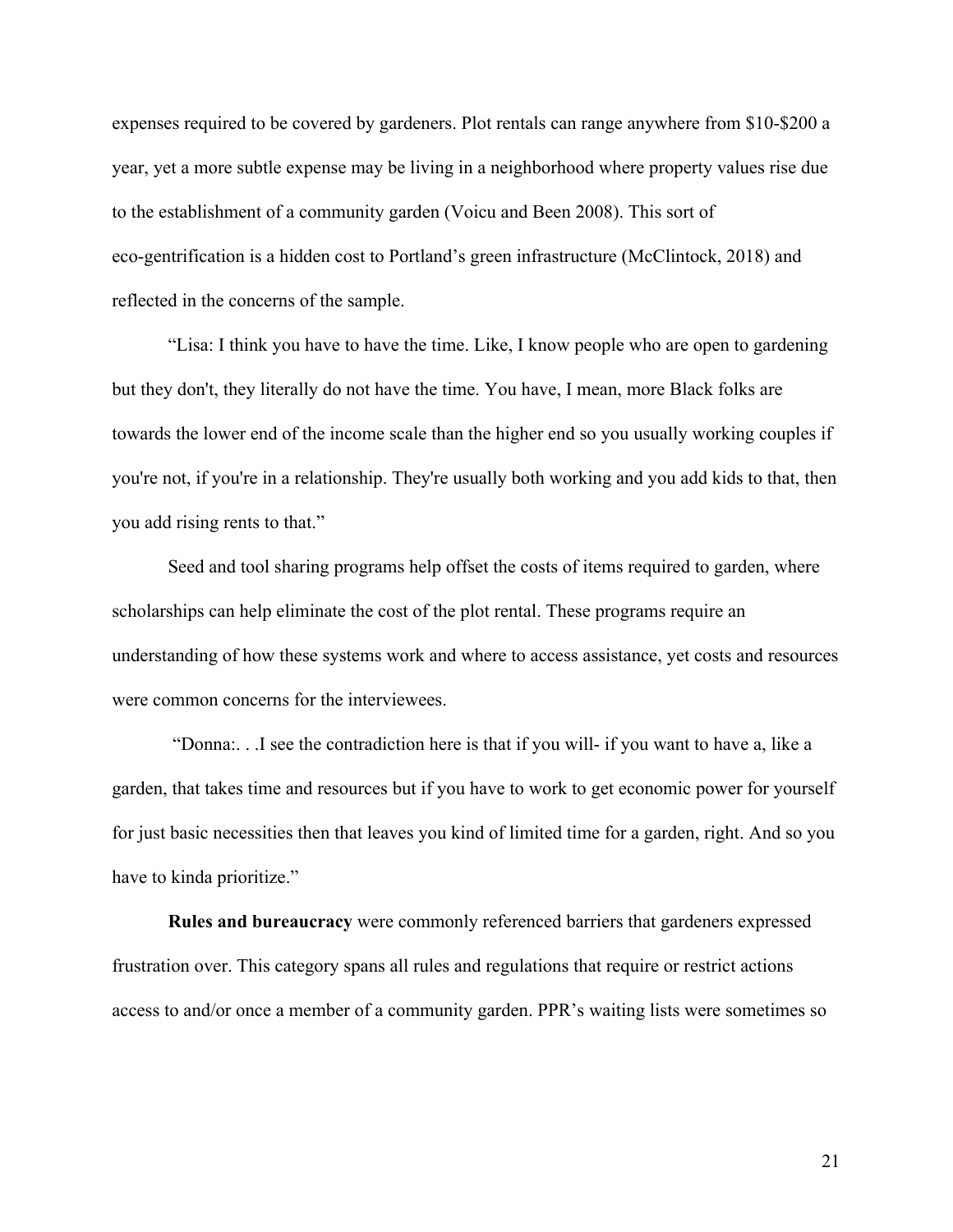expenses required to be covered by gardeners. Plot rentals can range anywhere from $10-$200 a year, yet a more subtle expense may be living in a neighborhood where property values rise due to the establishment of a community garden (Voicu and Been 2008). This sort of eco-gentrification is a hidden cost to Portland's green infrastructure (McClintock, 2018) and reflected in the concerns of the sample.

"Lisa: I think you have to have the time. Like, I know people who are open to gardening but they don't, they literally do not have the time. You have, I mean, more Black folks are towards the lower end of the income scale than the higher end so you usually working couples if you're not, if you're in a relationship. They're usually both working and you add kids to that, then you add rising rents to that."

Seed and tool sharing programs help offset the costs of items required to garden, where scholarships can help eliminate the cost of the plot rental. These programs require an understanding of how these systems work and where to access assistance, yet costs and resources were common concerns for the interviewees.

"Donna:. . .I see the contradiction here is that if you will- if you want to have a, like a garden, that takes time and resources but if you have to work to get economic power for yourself for just basic necessities then that leaves you kind of limited time for a garden, right. And so you have to kinda prioritize."

**Rules and bureaucracy** were commonly referenced barriers that gardeners expressed frustration over. This category spans all rules and regulations that require or restrict actions access to and/or once a member of a community garden. PPR's waiting lists were sometimes so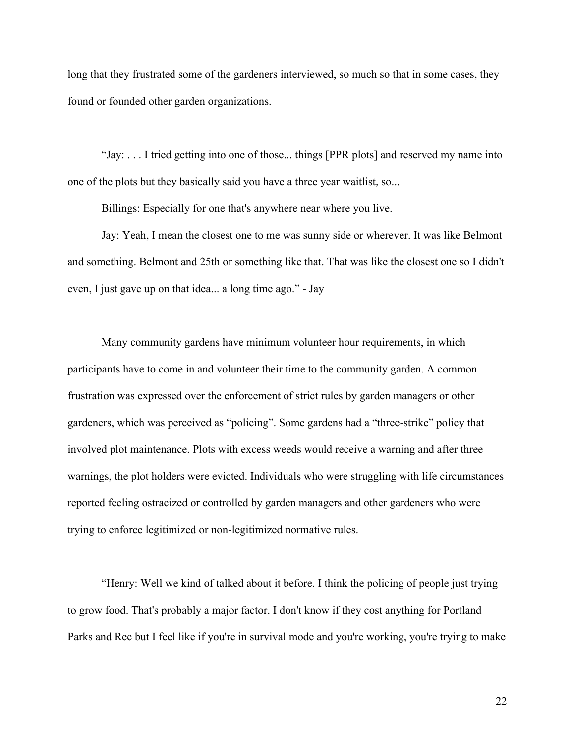long that they frustrated some of the gardeners interviewed, so much so that in some cases, they found or founded other garden organizations.

"Jay: . . . I tried getting into one of those... things [PPR plots] and reserved my name into one of the plots but they basically said you have a three year waitlist, so...

Billings: Especially for one that's anywhere near where you live.

Jay: Yeah, I mean the closest one to me was sunny side or wherever. It was like Belmont and something. Belmont and 25th or something like that. That was like the closest one so I didn't even, I just gave up on that idea... a long time ago." - Jay

Many community gardens have minimum volunteer hour requirements, in which participants have to come in and volunteer their time to the community garden. A common frustration was expressed over the enforcement of strict rules by garden managers or other gardeners, which was perceived as "policing". Some gardens had a "three-strike" policy that involved plot maintenance. Plots with excess weeds would receive a warning and after three warnings, the plot holders were evicted. Individuals who were struggling with life circumstances reported feeling ostracized or controlled by garden managers and other gardeners who were trying to enforce legitimized or non-legitimized normative rules.

"Henry: Well we kind of talked about it before. I think the policing of people just trying to grow food. That's probably a major factor. I don't know if they cost anything for Portland Parks and Rec but I feel like if you're in survival mode and you're working, you're trying to make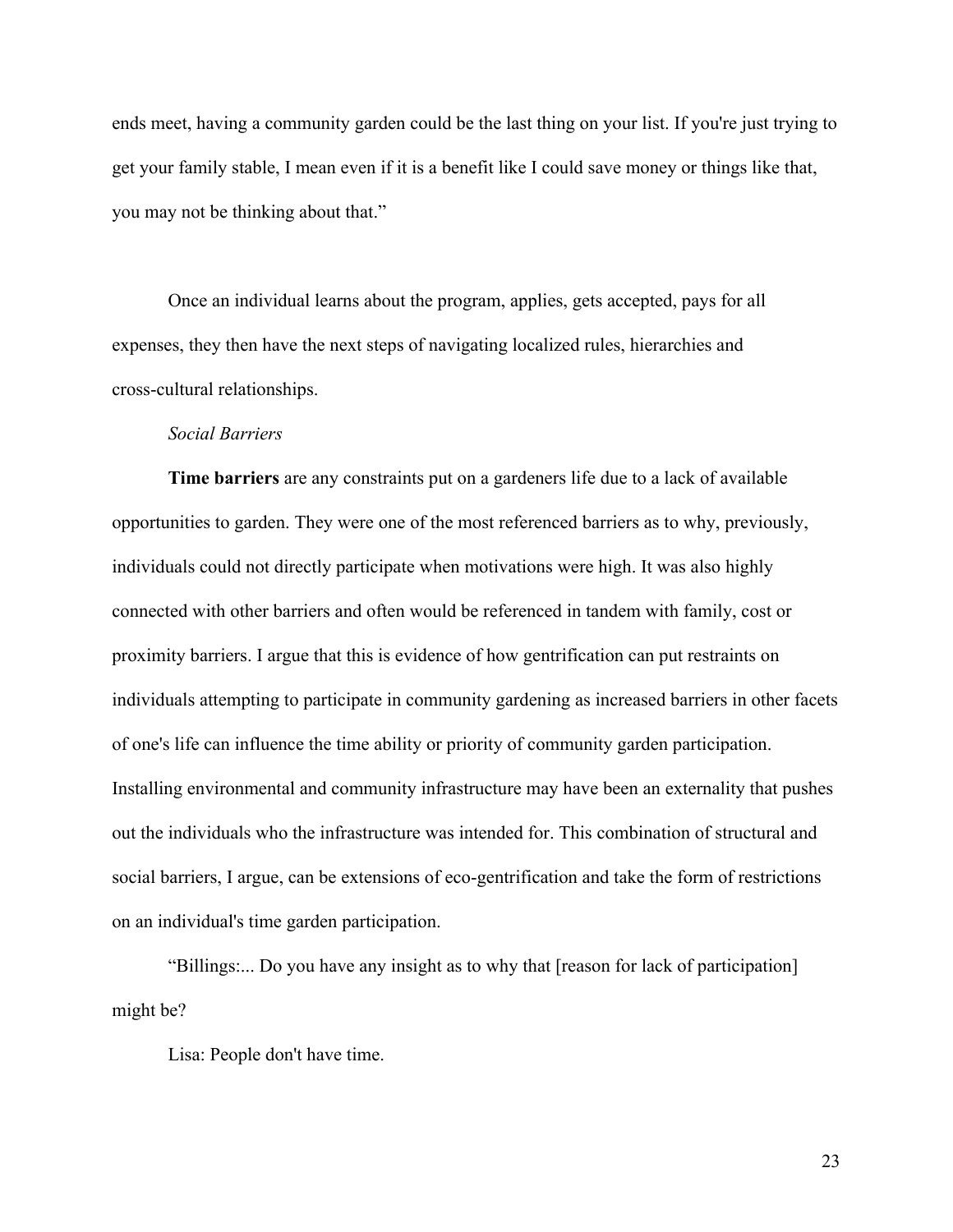ends meet, having a community garden could be the last thing on your list. If you're just trying to get your family stable, I mean even if it is a benefit like I could save money or things like that, you may not be thinking about that."

Once an individual learns about the program, applies, gets accepted, pays for all expenses, they then have the next steps of navigating localized rules, hierarchies and cross-cultural relationships.

*Social Barriers*

**Time barriers** are any constraints put on a gardeners life due to a lack of available opportunities to garden. They were one of the most referenced barriers as to why, previously, individuals could not directly participate when motivations were high. It was also highly connected with other barriers and often would be referenced in tandem with family, cost or proximity barriers. I argue that this is evidence of how gentrification can put restraints on individuals attempting to participate in community gardening as increased barriers in other facets of one's life can influence the time ability or priority of community garden participation. Installing environmental and community infrastructure may have been an externality that pushes out the individuals who the infrastructure was intended for. This combination of structural and social barriers, I argue, can be extensions of eco-gentrification and take the form of restrictions on an individual's time garden participation.

"Billings:... Do you have any insight as to why that [reason for lack of participation] might be?

Lisa: People don't have time.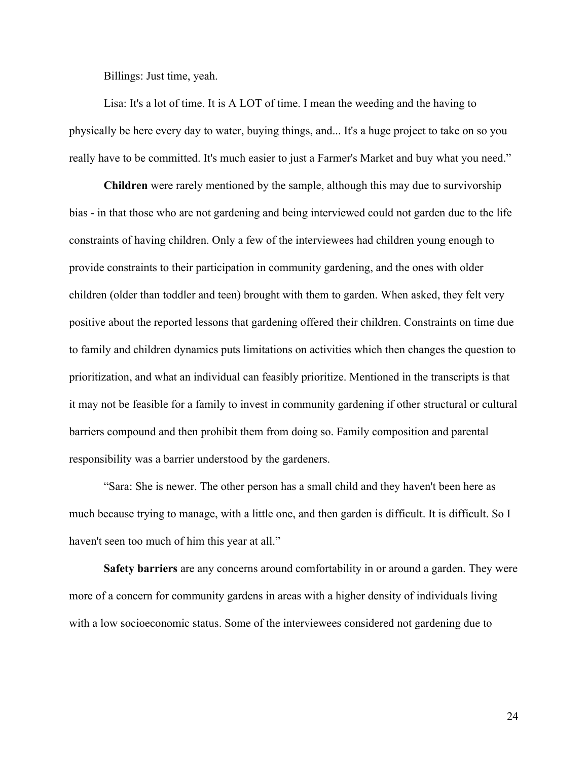Billings: Just time, yeah.

Lisa: It's a lot of time. It is A LOT of time. I mean the weeding and the having to physically be here every day to water, buying things, and... It's a huge project to take on so you really have to be committed. It's much easier to just a Farmer's Market and buy what you need."

**Children** were rarely mentioned by the sample, although this may due to survivorship bias - in that those who are not gardening and being interviewed could not garden due to the life constraints of having children. Only a few of the interviewees had children young enough to provide constraints to their participation in community gardening, and the ones with older children (older than toddler and teen) brought with them to garden. When asked, they felt very positive about the reported lessons that gardening offered their children. Constraints on time due to family and children dynamics puts limitations on activities which then changes the question to prioritization, and what an individual can feasibly prioritize. Mentioned in the transcripts is that it may not be feasible for a family to invest in community gardening if other structural or cultural barriers compound and then prohibit them from doing so. Family composition and parental responsibility was a barrier understood by the gardeners.

"Sara: She is newer. The other person has a small child and they haven't been here as much because trying to manage, with a little one, and then garden is difficult. It is difficult. So I haven't seen too much of him this year at all."

**Safety barriers** are any concerns around comfortability in or around a garden. They were more of a concern for community gardens in areas with a higher density of individuals living with a low socioeconomic status. Some of the interviewees considered not gardening due to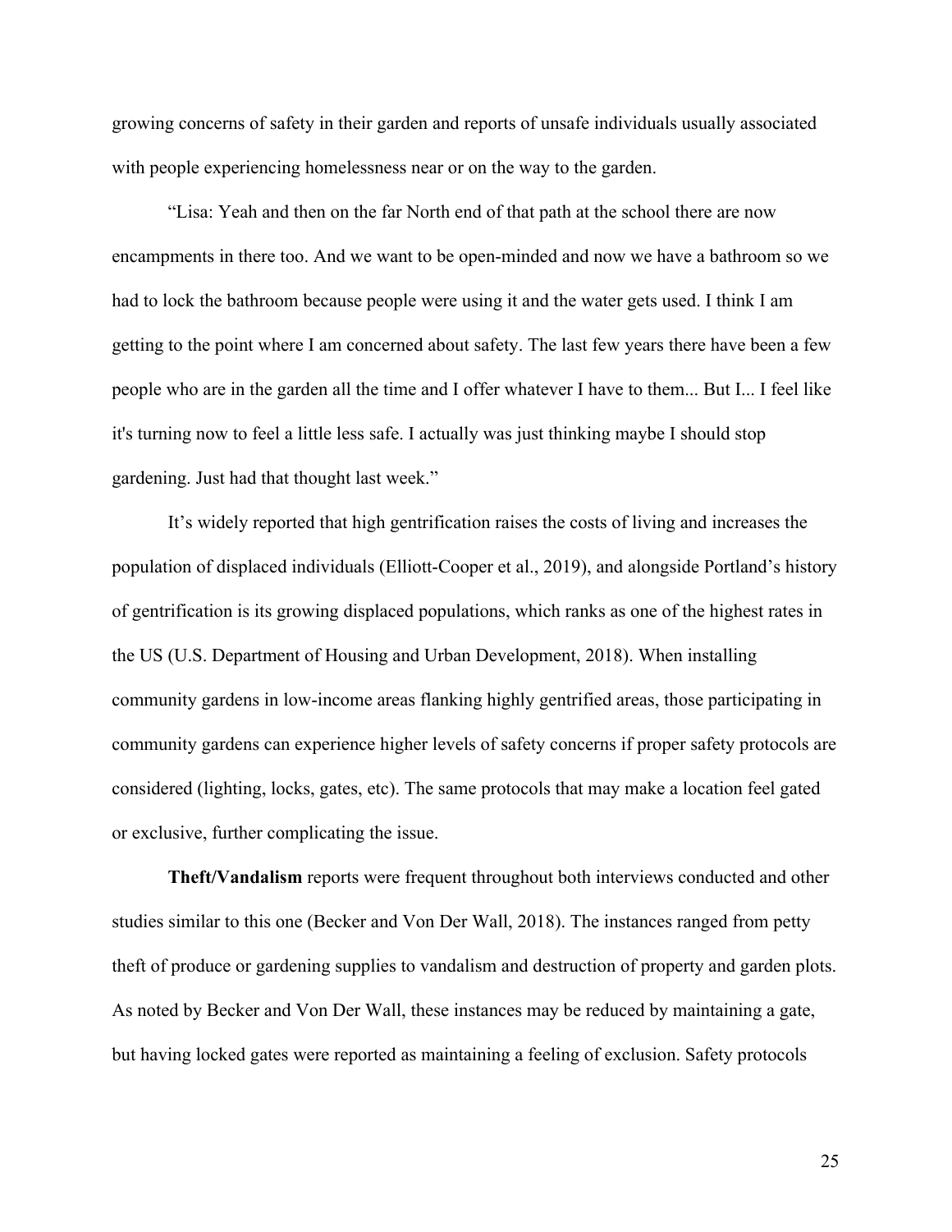growing concerns of safety in their garden and reports of unsafe individuals usually associated with people experiencing homelessness near or on the way to the garden.

"Lisa: Yeah and then on the far North end of that path at the school there are now encampments in there too. And we want to be open-minded and now we have a bathroom so we had to lock the bathroom because people were using it and the water gets used. I think I am getting to the point where I am concerned about safety. The last few years there have been a few people who are in the garden all the time and I offer whatever I have to them... But I... I feel like it's turning now to feel a little less safe. I actually was just thinking maybe I should stop gardening. Just had that thought last week."

It's widely reported that high gentrification raises the costs of living and increases the population of displaced individuals (Elliott-Cooper et al., 2019), and alongside Portland's history of gentrification is its growing displaced populations, which ranks as one of the highest rates in the US (U.S. Department of Housing and Urban Development, 2018). When installing community gardens in low-income areas flanking highly gentrified areas, those participating in community gardens can experience higher levels of safety concerns if proper safety protocols are considered (lighting, locks, gates, etc). The same protocols that may make a location feel gated or exclusive, further complicating the issue.

**Theft/Vandalism** reports were frequent throughout both interviews conducted and other studies similar to this one (Becker and Von Der Wall, 2018). The instances ranged from petty theft of produce or gardening supplies to vandalism and destruction of property and garden plots. As noted by Becker and Von Der Wall, these instances may be reduced by maintaining a gate, but having locked gates were reported as maintaining a feeling of exclusion. Safety protocols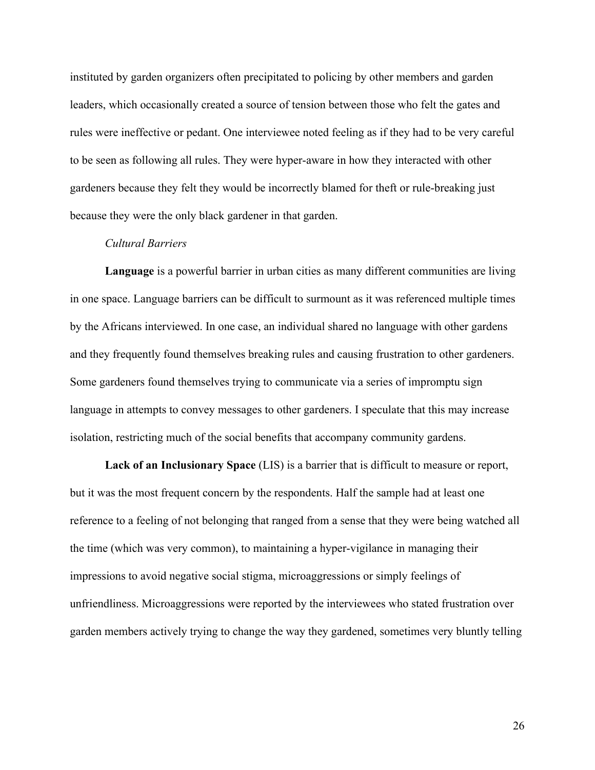instituted by garden organizers often precipitated to policing by other members and garden leaders, which occasionally created a source of tension between those who felt the gates and rules were ineffective or pedant. One interviewee noted feeling as if they had to be very careful to be seen as following all rules. They were hyper-aware in how they interacted with other gardeners because they felt they would be incorrectly blamed for theft or rule-breaking just because they were the only black gardener in that garden.

*Cultural Barriers*

**Language** is a powerful barrier in urban cities as many different communities are living in one space. Language barriers can be difficult to surmount as it was referenced multiple times by the Africans interviewed. In one case, an individual shared no language with other gardens and they frequently found themselves breaking rules and causing frustration to other gardeners. Some gardeners found themselves trying to communicate via a series of impromptu sign language in attempts to convey messages to other gardeners. I speculate that this may increase isolation, restricting much of the social benefits that accompany community gardens.

**Lack of an Inclusionary Space** (LIS) is a barrier that is difficult to measure or report, but it was the most frequent concern by the respondents. Half the sample had at least one reference to a feeling of not belonging that ranged from a sense that they were being watched all the time (which was very common), to maintaining a hyper-vigilance in managing their impressions to avoid negative social stigma, microaggressions or simply feelings of unfriendliness. Microaggressions were reported by the interviewees who stated frustration over garden members actively trying to change the way they gardened, sometimes very bluntly telling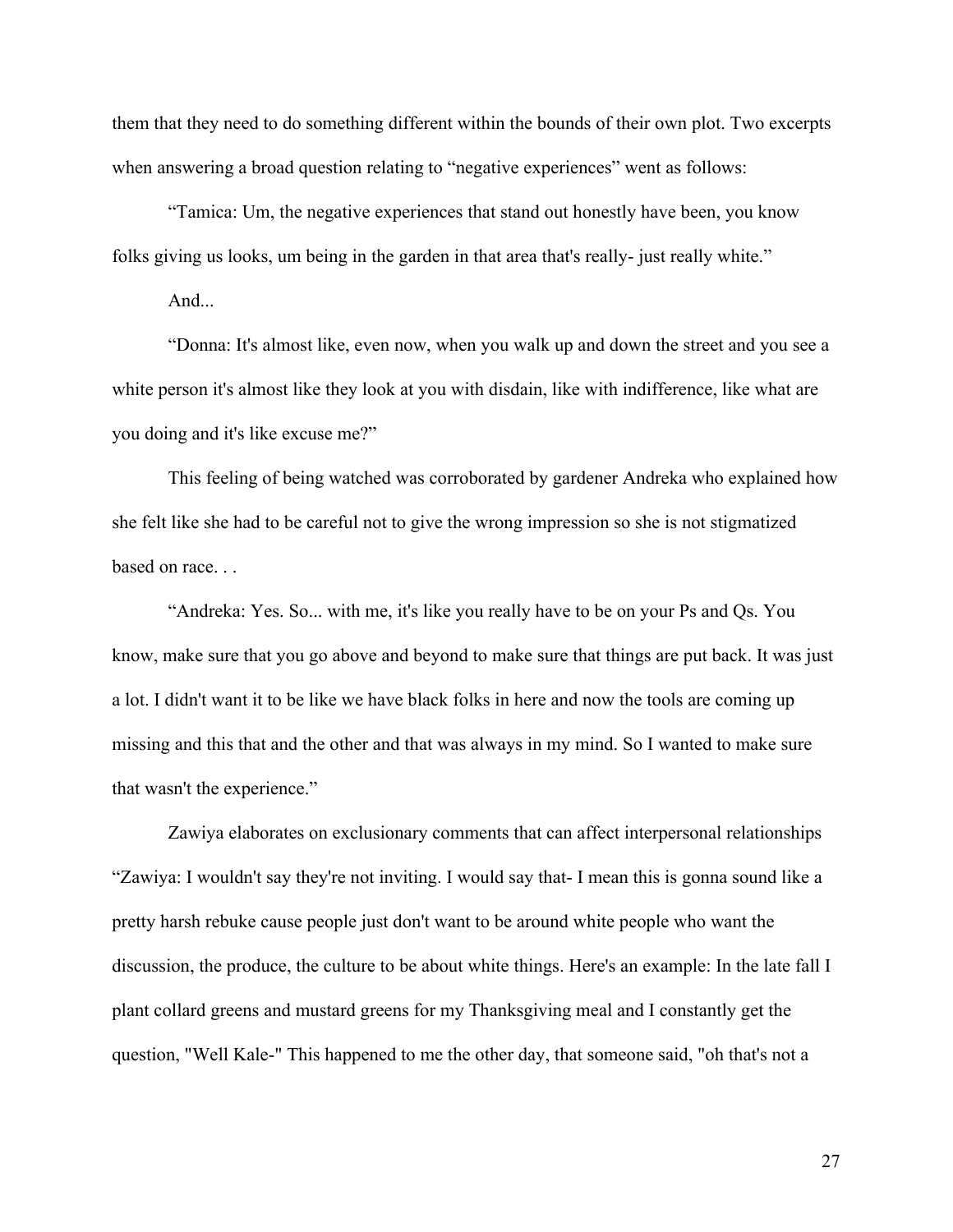them that they need to do something different within the bounds of their own plot. Two excerpts when answering a broad question relating to "negative experiences" went as follows:

"Tamica: Um, the negative experiences that stand out honestly have been, you know folks giving us looks, um being in the garden in that area that's really- just really white."

And...

"Donna: It's almost like, even now, when you walk up and down the street and you see a white person it's almost like they look at you with disdain, like with indifference, like what are you doing and it's like excuse me?"

This feeling of being watched was corroborated by gardener Andreka who explained how she felt like she had to be careful not to give the wrong impression so she is not stigmatized based on race. . .

"Andreka: Yes. So... with me, it's like you really have to be on your Ps and Qs. You know, make sure that you go above and beyond to make sure that things are put back. It was just a lot. I didn't want it to be like we have black folks in here and now the tools are coming up missing and this that and the other and that was always in my mind. So I wanted to make sure that wasn't the experience."

Zawiya elaborates on exclusionary comments that can affect interpersonal relationships "Zawiya: I wouldn't say they're not inviting. I would say that- I mean this is gonna sound like a pretty harsh rebuke cause people just don't want to be around white people who want the discussion, the produce, the culture to be about white things. Here's an example: In the late fall I plant collard greens and mustard greens for my Thanksgiving meal and I constantly get the question, "Well Kale-" This happened to me the other day, that someone said, "oh that's not a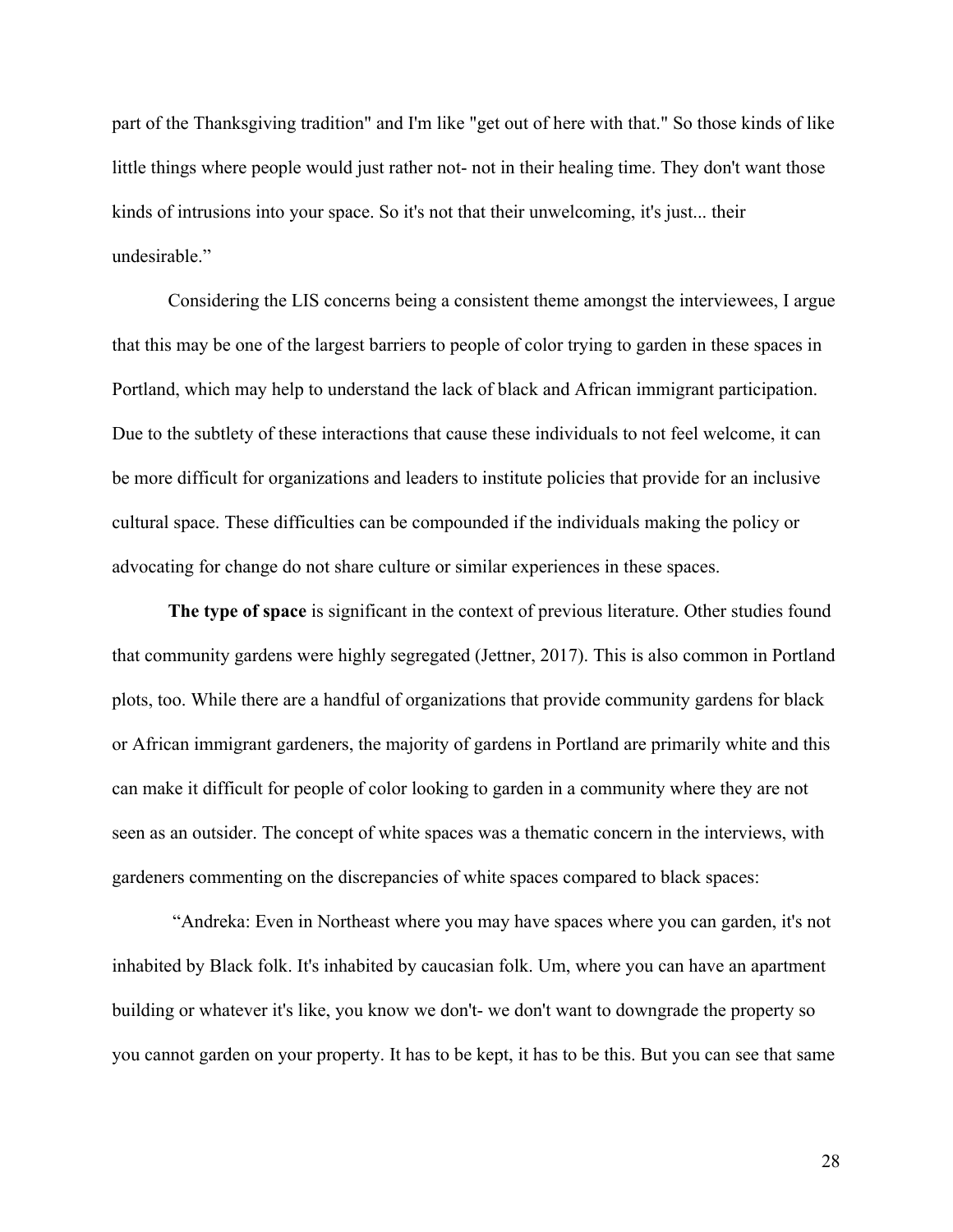part of the Thanksgiving tradition" and I'm like "get out of here with that." So those kinds of like little things where people would just rather not- not in their healing time. They don't want those kinds of intrusions into your space. So it's not that their unwelcoming, it's just... their undesirable."

Considering the LIS concerns being a consistent theme amongst the interviewees, I argue that this may be one of the largest barriers to people of color trying to garden in these spaces in Portland, which may help to understand the lack of black and African immigrant participation. Due to the subtlety of these interactions that cause these individuals to not feel welcome, it can be more difficult for organizations and leaders to institute policies that provide for an inclusive cultural space. These difficulties can be compounded if the individuals making the policy or advocating for change do not share culture or similar experiences in these spaces.

**The type of space** is significant in the context of previous literature. Other studies found that community gardens were highly segregated (Jettner, 2017). This is also common in Portland plots, too. While there are a handful of organizations that provide community gardens for black or African immigrant gardeners, the majority of gardens in Portland are primarily white and this can make it difficult for people of color looking to garden in a community where they are not seen as an outsider. The concept of white spaces was a thematic concern in the interviews, with gardeners commenting on the discrepancies of white spaces compared to black spaces:

"Andreka: Even in Northeast where you may have spaces where you can garden, it's not inhabited by Black folk. It's inhabited by caucasian folk. Um, where you can have an apartment building or whatever it's like, you know we don't- we don't want to downgrade the property so you cannot garden on your property. It has to be kept, it has to be this. But you can see that same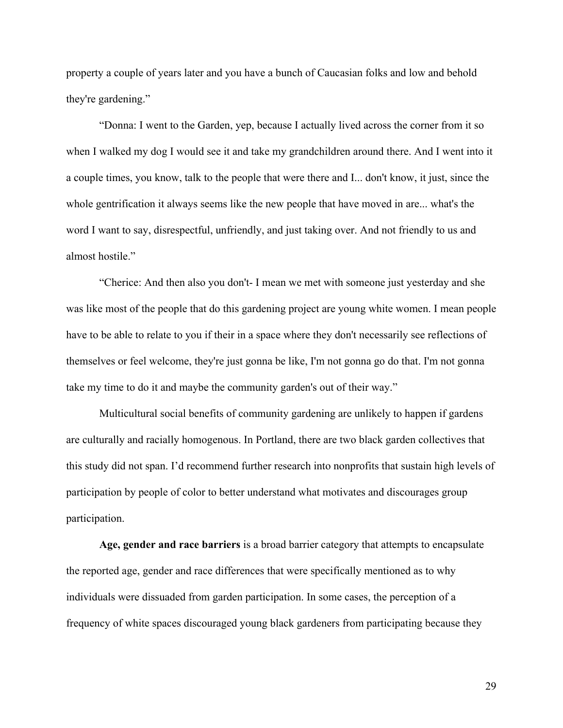property a couple of years later and you have a bunch of Caucasian folks and low and behold they're gardening."

"Donna: I went to the Garden, yep, because I actually lived across the corner from it so when I walked my dog I would see it and take my grandchildren around there. And I went into it a couple times, you know, talk to the people that were there and I... don't know, it just, since the whole gentrification it always seems like the new people that have moved in are... what's the word I want to say, disrespectful, unfriendly, and just taking over. And not friendly to us and almost hostile."

"Cherice: And then also you don't- I mean we met with someone just yesterday and she was like most of the people that do this gardening project are young white women. I mean people have to be able to relate to you if their in a space where they don't necessarily see reflections of themselves or feel welcome, they're just gonna be like, I'm not gonna go do that. I'm not gonna take my time to do it and maybe the community garden's out of their way."

Multicultural social benefits of community gardening are unlikely to happen if gardens are culturally and racially homogenous. In Portland, there are two black garden collectives that this study did not span. I'd recommend further research into nonprofits that sustain high levels of participation by people of color to better understand what motivates and discourages group participation.

**Age, gender and race barriers** is a broad barrier category that attempts to encapsulate the reported age, gender and race differences that were specifically mentioned as to why individuals were dissuaded from garden participation. In some cases, the perception of a frequency of white spaces discouraged young black gardeners from participating because they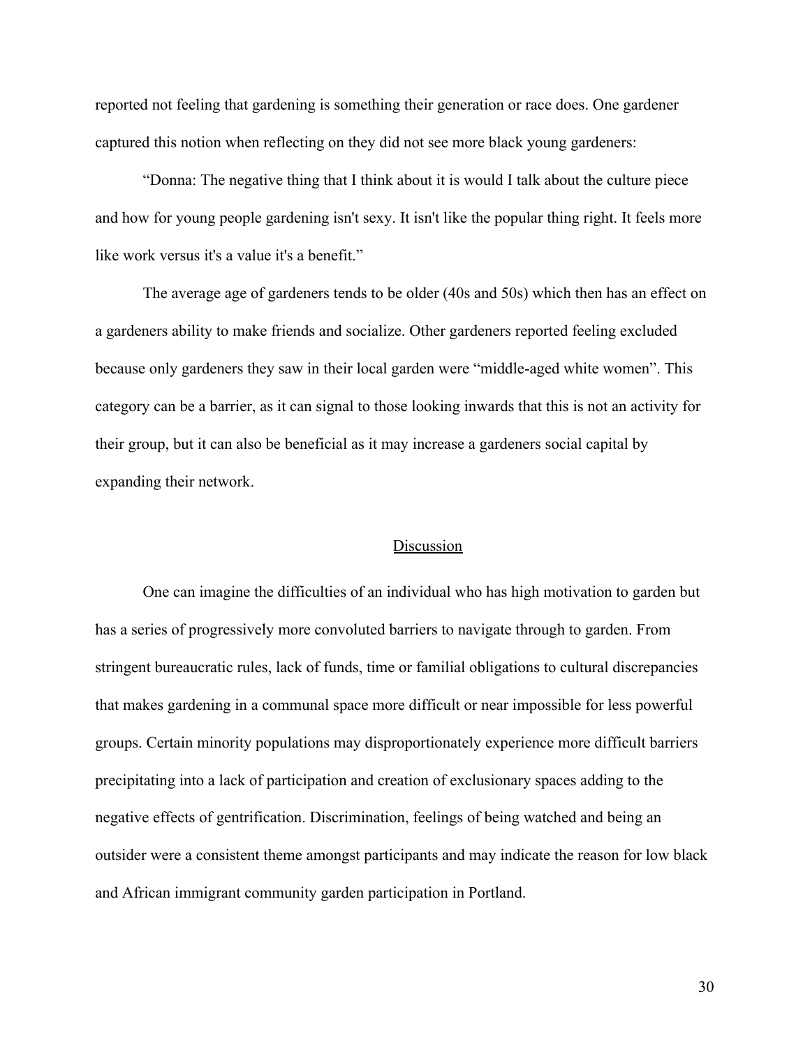reported not feeling that gardening is something their generation or race does. One gardener captured this notion when reflecting on they did not see more black young gardeners:

"Donna: The negative thing that I think about it is would I talk about the culture piece and how for young people gardening isn't sexy. It isn't like the popular thing right. It feels more like work versus it's a value it's a benefit."

The average age of gardeners tends to be older (40s and 50s) which then has an effect on a gardeners ability to make friends and socialize. Other gardeners reported feeling excluded because only gardeners they saw in their local garden were "middle-aged white women". This category can be a barrier, as it can signal to those looking inwards that this is not an activity for their group, but it can also be beneficial as it may increase a gardeners social capital by expanding their network.

## Discussion

One can imagine the difficulties of an individual who has high motivation to garden but has a series of progressively more convoluted barriers to navigate through to garden. From stringent bureaucratic rules, lack of funds, time or familial obligations to cultural discrepancies that makes gardening in a communal space more difficult or near impossible for less powerful groups. Certain minority populations may disproportionately experience more difficult barriers precipitating into a lack of participation and creation of exclusionary spaces adding to the negative effects of gentrification. Discrimination, feelings of being watched and being an outsider were a consistent theme amongst participants and may indicate the reason for low black and African immigrant community garden participation in Portland.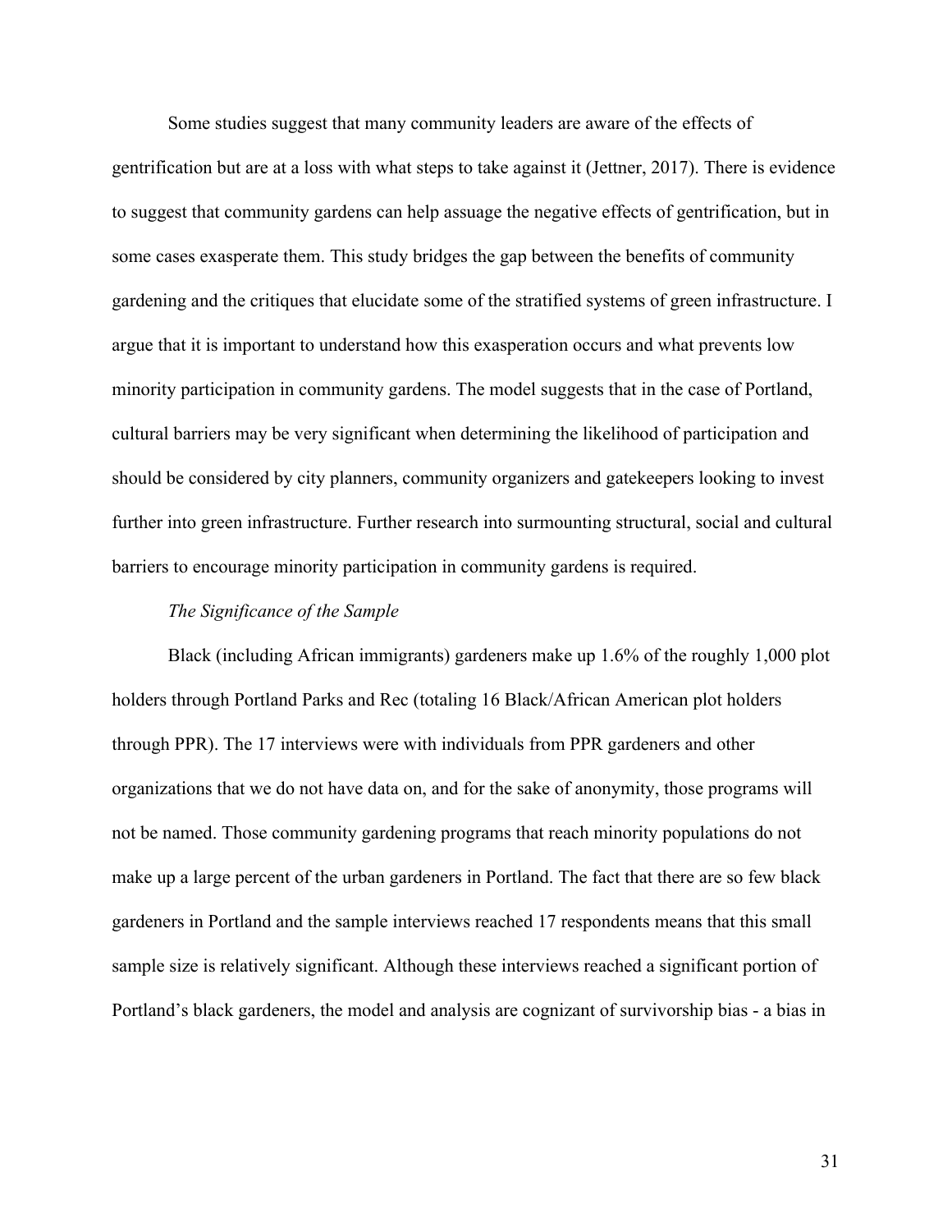Some studies suggest that many community leaders are aware of the effects of gentrification but are at a loss with what steps to take against it (Jettner, 2017). There is evidence to suggest that community gardens can help assuage the negative effects of gentrification, but in some cases exasperate them. This study bridges the gap between the benefits of community gardening and the critiques that elucidate some of the stratified systems of green infrastructure. I argue that it is important to understand how this exasperation occurs and what prevents low minority participation in community gardens. The model suggests that in the case of Portland, cultural barriers may be very significant when determining the likelihood of participation and should be considered by city planners, community organizers and gatekeepers looking to invest further into green infrastructure. Further research into surmounting structural, social and cultural barriers to encourage minority participation in community gardens is required.

*The Significance of the Sample*

Black (including African immigrants) gardeners make up 1.6% of the roughly 1,000 plot holders through Portland Parks and Rec (totaling 16 Black/African American plot holders through PPR). The 17 interviews were with individuals from PPR gardeners and other organizations that we do not have data on, and for the sake of anonymity, those programs will not be named. Those community gardening programs that reach minority populations do not make up a large percent of the urban gardeners in Portland. The fact that there are so few black gardeners in Portland and the sample interviews reached 17 respondents means that this small sample size is relatively significant. Although these interviews reached a significant portion of Portland's black gardeners, the model and analysis are cognizant of survivorship bias - a bias in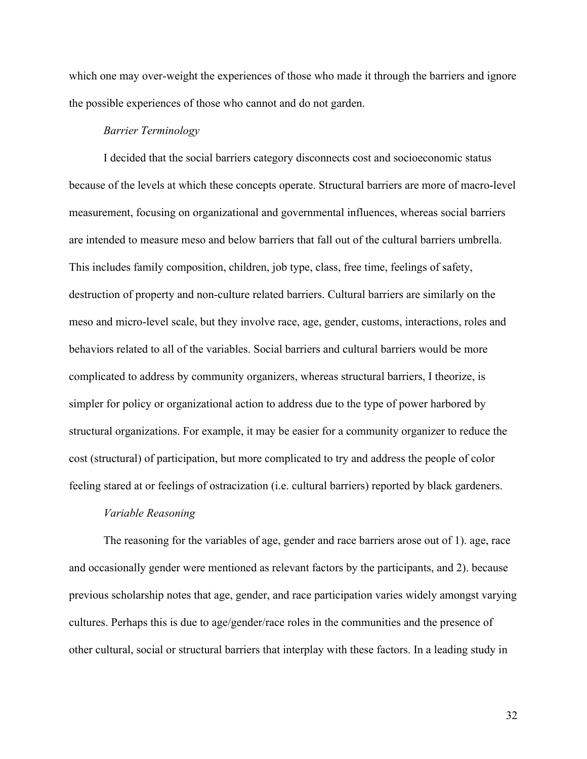which one may over-weight the experiences of those who made it through the barriers and ignore the possible experiences of those who cannot and do not garden.

*Barrier Terminology*

I decided that the social barriers category disconnects cost and socioeconomic status because of the levels at which these concepts operate. Structural barriers are more of macro-level measurement, focusing on organizational and governmental influences, whereas social barriers are intended to measure meso and below barriers that fall out of the cultural barriers umbrella. This includes family composition, children, job type, class, free time, feelings of safety, destruction of property and non-culture related barriers. Cultural barriers are similarly on the meso and micro-level scale, but they involve race, age, gender, customs, interactions, roles and behaviors related to all of the variables. Social barriers and cultural barriers would be more complicated to address by community organizers, whereas structural barriers, I theorize, is simpler for policy or organizational action to address due to the type of power harbored by structural organizations. For example, it may be easier for a community organizer to reduce the cost (structural) of participation, but more complicated to try and address the people of color feeling stared at or feelings of ostracization (i.e. cultural barriers) reported by black gardeners.

*Variable Reasoning*

The reasoning for the variables of age, gender and race barriers arose out of 1). age, race and occasionally gender were mentioned as relevant factors by the participants, and 2). because previous scholarship notes that age, gender, and race participation varies widely amongst varying cultures. Perhaps this is due to age/gender/race roles in the communities and the presence of other cultural, social or structural barriers that interplay with these factors. In a leading study in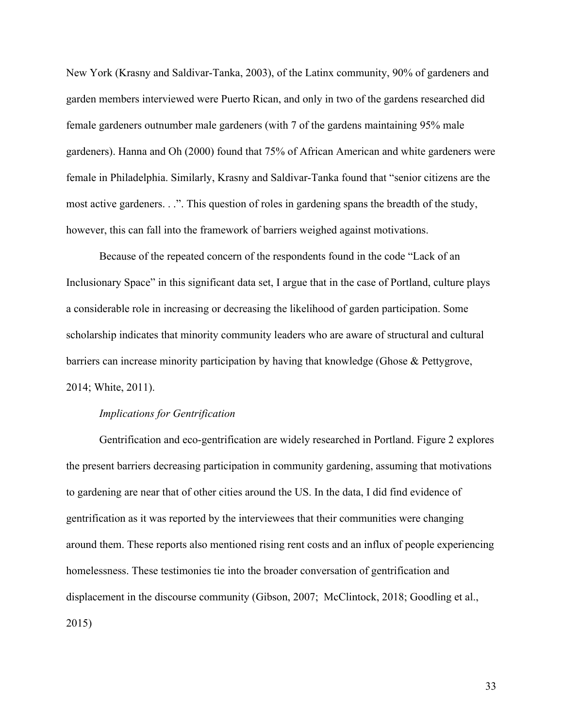New York (Krasny and Saldivar-Tanka, 2003), of the Latinx community, 90% of gardeners and garden members interviewed were Puerto Rican, and only in two of the gardens researched did female gardeners outnumber male gardeners (with 7 of the gardens maintaining 95% male gardeners). Hanna and Oh (2000) found that 75% of African American and white gardeners were female in Philadelphia. Similarly, Krasny and Saldivar-Tanka found that "senior citizens are the most active gardeners. . .". This question of roles in gardening spans the breadth of the study, however, this can fall into the framework of barriers weighed against motivations.

Because of the repeated concern of the respondents found in the code "Lack of an Inclusionary Space" in this significant data set, I argue that in the case of Portland, culture plays a considerable role in increasing or decreasing the likelihood of garden participation. Some scholarship indicates that minority community leaders who are aware of structural and cultural barriers can increase minority participation by having that knowledge (Ghose & Pettygrove, 2014; White, 2011).

*Implications for Gentrification*

Gentrification and eco-gentrification are widely researched in Portland. Figure 2 explores the present barriers decreasing participation in community gardening, assuming that motivations to gardening are near that of other cities around the US. In the data, I did find evidence of gentrification as it was reported by the interviewees that their communities were changing around them. These reports also mentioned rising rent costs and an influx of people experiencing homelessness. These testimonies tie into the broader conversation of gentrification and displacement in the discourse community (Gibson, 2007; McClintock, 2018; Goodling et al., 2015)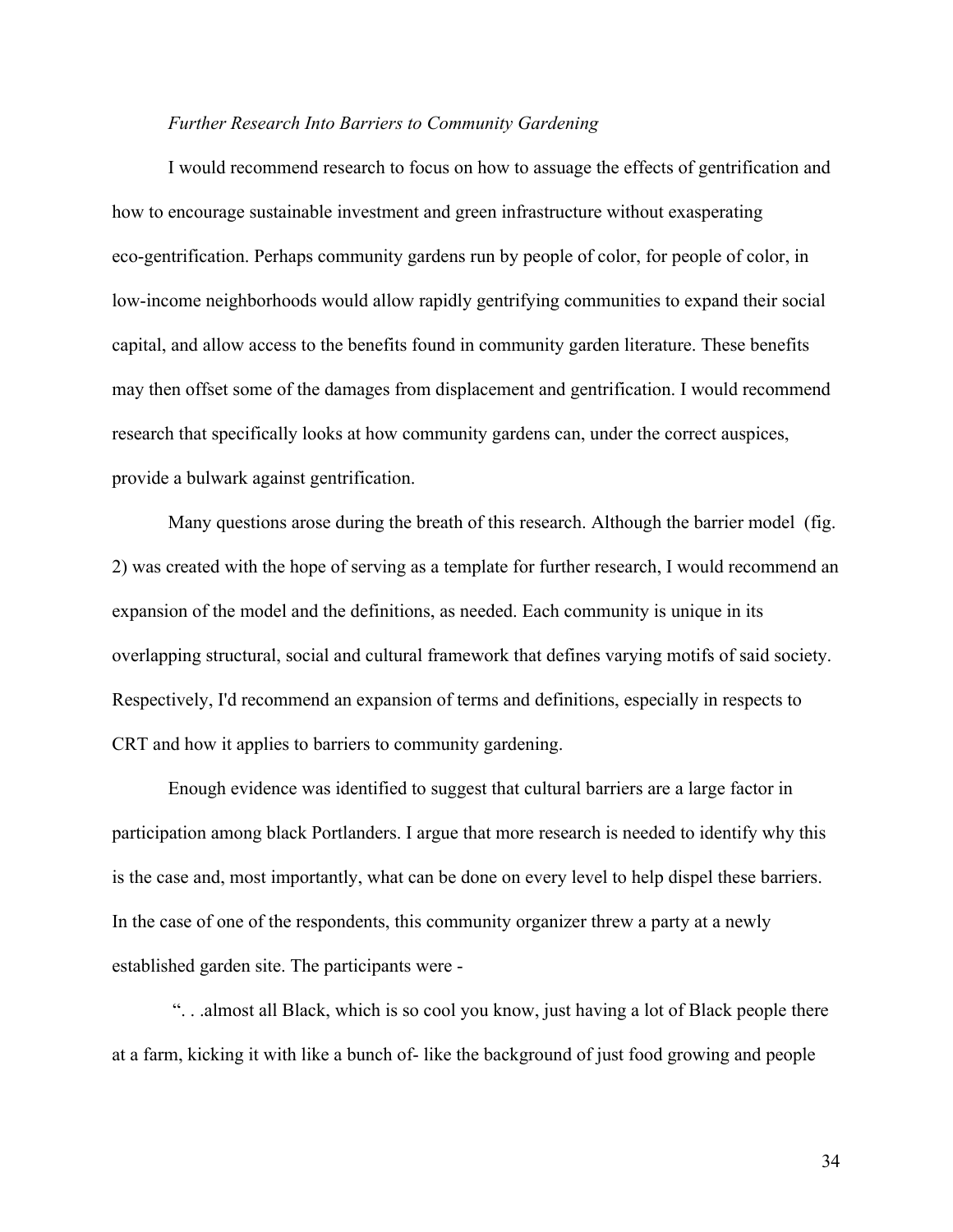*Further Research Into Barriers to Community Gardening*

I would recommend research to focus on how to assuage the effects of gentrification and how to encourage sustainable investment and green infrastructure without exasperating eco-gentrification. Perhaps community gardens run by people of color, for people of color, in low-income neighborhoods would allow rapidly gentrifying communities to expand their social capital, and allow access to the benefits found in community garden literature. These benefits may then offset some of the damages from displacement and gentrification. I would recommend research that specifically looks at how community gardens can, under the correct auspices, provide a bulwark against gentrification.

Many questions arose during the breath of this research. Although the barrier model (fig. 2) was created with the hope of serving as a template for further research, I would recommend an expansion of the model and the definitions, as needed. Each community is unique in its overlapping structural, social and cultural framework that defines varying motifs of said society. Respectively, I'd recommend an expansion of terms and definitions, especially in respects to CRT and how it applies to barriers to community gardening.

Enough evidence was identified to suggest that cultural barriers are a large factor in participation among black Portlanders. I argue that more research is needed to identify why this is the case and, most importantly, what can be done on every level to help dispel these barriers. In the case of one of the respondents, this community organizer threw a party at a newly established garden site. The participants were -

". . .almost all Black, which is so cool you know, just having a lot of Black people there at a farm, kicking it with like a bunch of- like the background of just food growing and people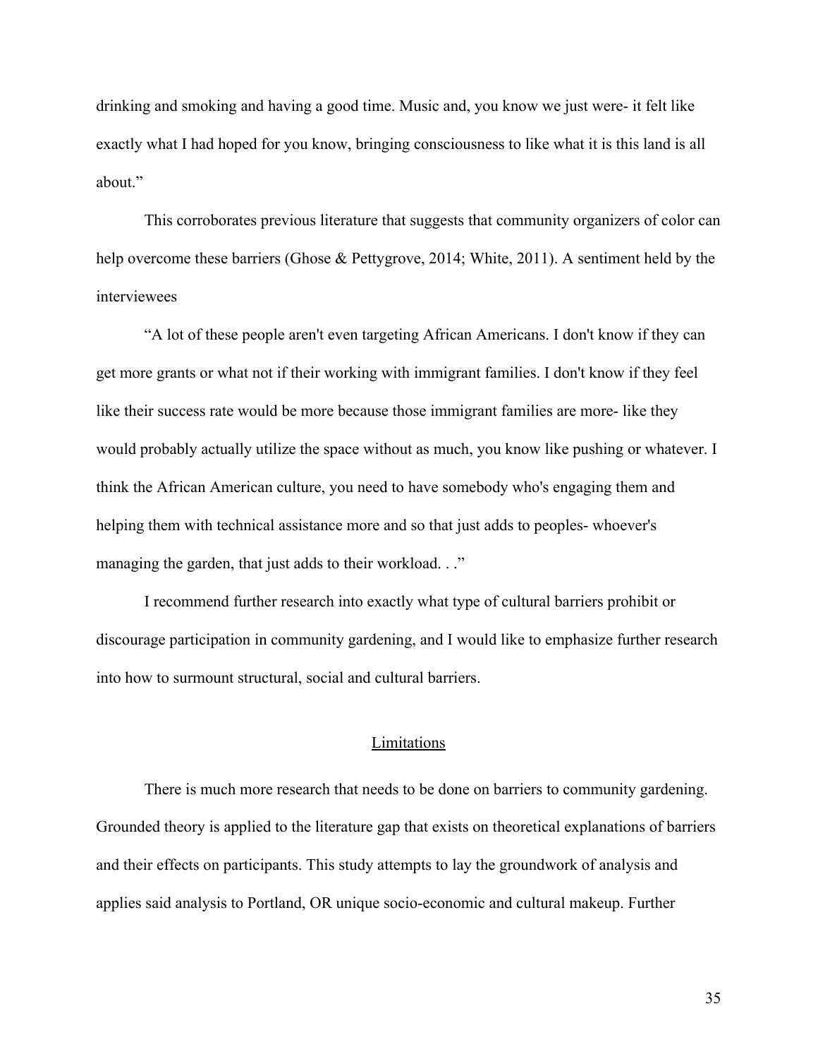drinking and smoking and having a good time. Music and, you know we just were- it felt like exactly what I had hoped for you know, bringing consciousness to like what it is this land is all about."

This corroborates previous literature that suggests that community organizers of color can help overcome these barriers (Ghose & Pettygrove, 2014; White, 2011). A sentiment held by the interviewees

"A lot of these people aren't even targeting African Americans. I don't know if they can get more grants or what not if their working with immigrant families. I don't know if they feel like their success rate would be more because those immigrant families are more- like they would probably actually utilize the space without as much, you know like pushing or whatever. I think the African American culture, you need to have somebody who's engaging them and helping them with technical assistance more and so that just adds to peoples- whoever's managing the garden, that just adds to their workload. . ."

I recommend further research into exactly what type of cultural barriers prohibit or discourage participation in community gardening, and I would like to emphasize further research into how to surmount structural, social and cultural barriers.

## Limitations

There is much more research that needs to be done on barriers to community gardening. Grounded theory is applied to the literature gap that exists on theoretical explanations of barriers and their effects on participants. This study attempts to lay the groundwork of analysis and applies said analysis to Portland, OR unique socio-economic and cultural makeup. Further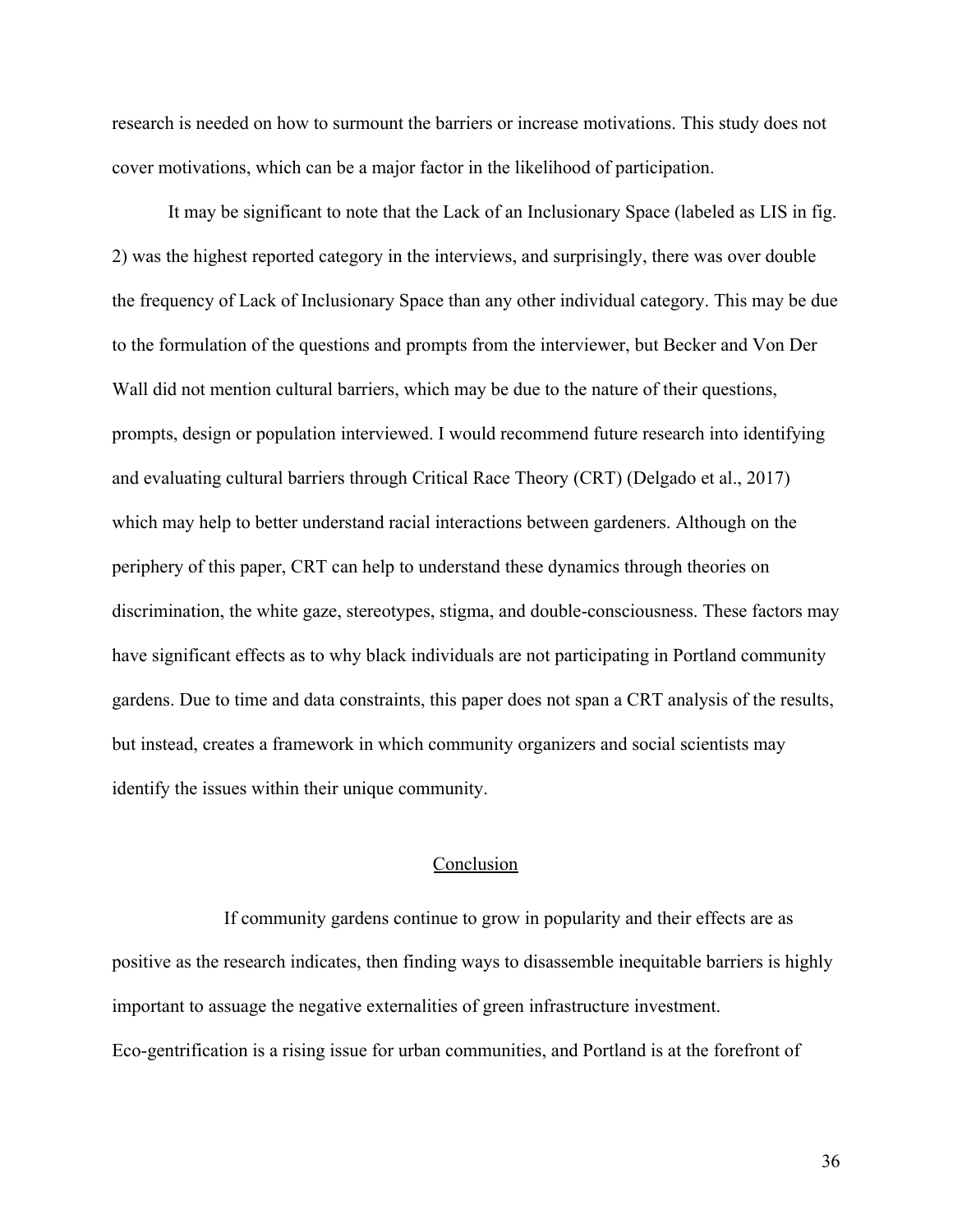research is needed on how to surmount the barriers or increase motivations. This study does not cover motivations, which can be a major factor in the likelihood of participation.

It may be significant to note that the Lack of an Inclusionary Space (labeled as LIS in fig. 2) was the highest reported category in the interviews, and surprisingly, there was over double the frequency of Lack of Inclusionary Space than any other individual category. This may be due to the formulation of the questions and prompts from the interviewer, but Becker and Von Der Wall did not mention cultural barriers, which may be due to the nature of their questions, prompts, design or population interviewed. I would recommend future research into identifying and evaluating cultural barriers through Critical Race Theory (CRT) (Delgado et al., 2017) which may help to better understand racial interactions between gardeners. Although on the periphery of this paper, CRT can help to understand these dynamics through theories on discrimination, the white gaze, stereotypes, stigma, and double-consciousness. These factors may have significant effects as to why black individuals are not participating in Portland community gardens. Due to time and data constraints, this paper does not span a CRT analysis of the results, but instead, creates a framework in which community organizers and social scientists may identify the issues within their unique community.

## Conclusion

If community gardens continue to grow in popularity and their effects are as positive as the research indicates, then finding ways to disassemble inequitable barriers is highly important to assuage the negative externalities of green infrastructure investment. Eco-gentrification is a rising issue for urban communities, and Portland is at the forefront of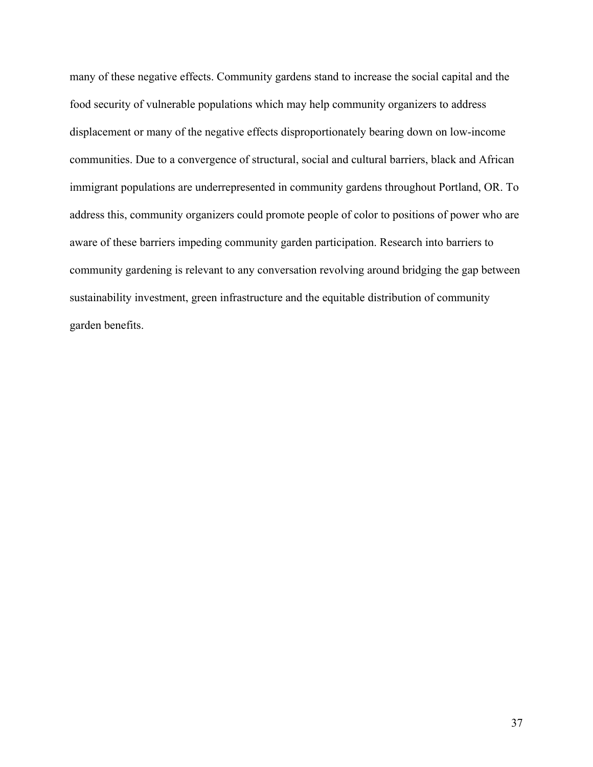many of these negative effects. Community gardens stand to increase the social capital and the food security of vulnerable populations which may help community organizers to address displacement or many of the negative effects disproportionately bearing down on low-income communities. Due to a convergence of structural, social and cultural barriers, black and African immigrant populations are underrepresented in community gardens throughout Portland, OR. To address this, community organizers could promote people of color to positions of power who are aware of these barriers impeding community garden participation. Research into barriers to community gardening is relevant to any conversation revolving around bridging the gap between sustainability investment, green infrastructure and the equitable distribution of community garden benefits.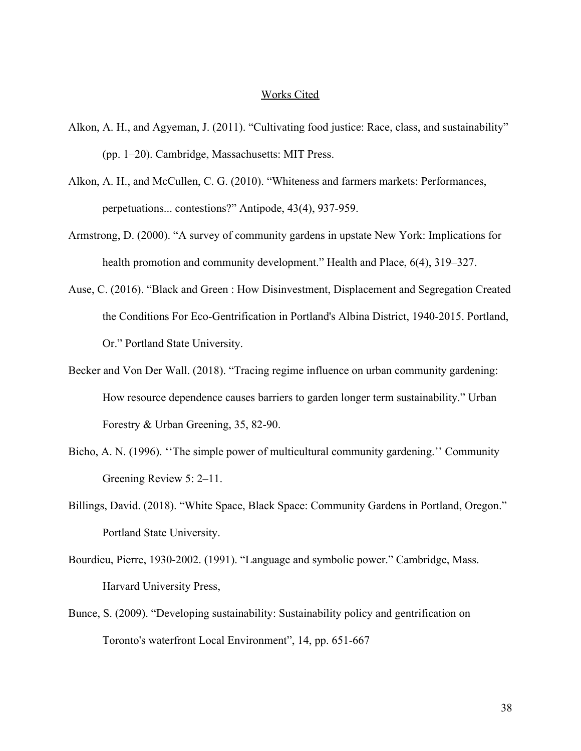# Works Cited

Alkon, A. H., and Agyeman, J. (2011). "Cultivating food justice: Race, class, and sustainability" (pp. 1–20). Cambridge, Massachusetts: MIT Press.

Alkon, A. H., and McCullen, C. G. (2010). "Whiteness and farmers markets: Performances, perpetuations... contestions?" Antipode, 43(4), 937-959.

Armstrong, D. (2000). "A survey of community gardens in upstate New York: Implications for health promotion and community development." Health and Place, 6(4), 319–327.

Ause, C. (2016). "Black and Green : How Disinvestment, Displacement and Segregation Created the Conditions For Eco-Gentrification in Portland's Albina District, 1940-2015. Portland, Or." Portland State University.

Becker and Von Der Wall. (2018). "Tracing regime influence on urban community gardening: How resource dependence causes barriers to garden longer term sustainability." Urban Forestry & Urban Greening, 35, 82-90.

Bicho, A. N. (1996). ''The simple power of multicultural community gardening.'' Community Greening Review 5: 2–11.

Billings, David. (2018). "White Space, Black Space: Community Gardens in Portland, Oregon." Portland State University.

Bourdieu, Pierre, 1930-2002. (1991). "Language and symbolic power." Cambridge, Mass. Harvard University Press,

Bunce, S. (2009). "Developing sustainability: Sustainability policy and gentrification on Toronto's waterfront Local Environment", 14, pp. 651-667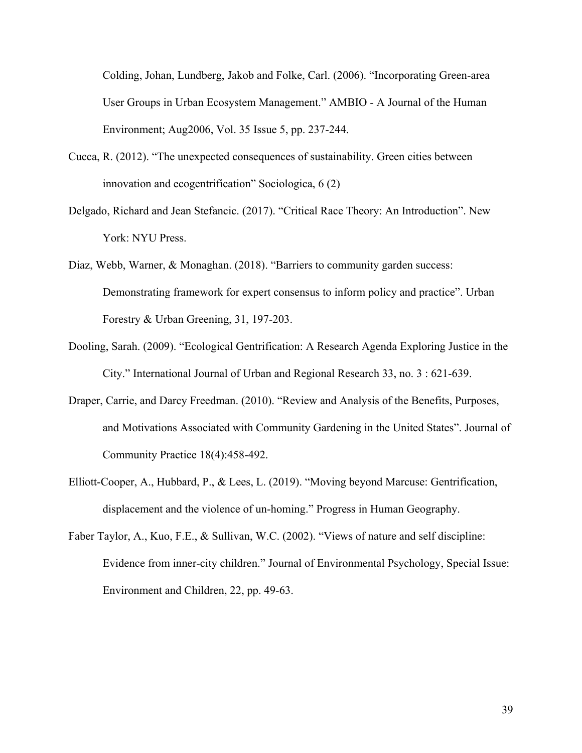Colding, Johan, Lundberg, Jakob and Folke, Carl. (2006). “Incorporating Green-area User Groups in Urban Ecosystem Management.” AMBIO - A Journal of the Human Environment; Aug2006, Vol. 35 Issue 5, pp. 237-244.

Cucca, R. (2012). “The unexpected consequences of sustainability. Green cities between innovation and ecogentrification” Sociologica, 6 (2)

Delgado, Richard and Jean Stefancic. (2017). “Critical Race Theory: An Introduction”. New York: NYU Press.

Diaz, Webb, Warner, & Monaghan. (2018). “Barriers to community garden success: Demonstrating framework for expert consensus to inform policy and practice”. Urban Forestry & Urban Greening, 31, 197-203.

Dooling, Sarah. (2009). “Ecological Gentrification: A Research Agenda Exploring Justice in the City.” International Journal of Urban and Regional Research 33, no. 3 : 621-639.

Draper, Carrie, and Darcy Freedman. (2010). “Review and Analysis of the Benefits, Purposes, and Motivations Associated with Community Gardening in the United States”. Journal of Community Practice 18(4):458-492.

Elliott-Cooper, A., Hubbard, P., & Lees, L. (2019). “Moving beyond Marcuse: Gentrification, displacement and the violence of un-homing.” Progress in Human Geography.

Faber Taylor, A., Kuo, F.E., & Sullivan, W.C. (2002). “Views of nature and self discipline: Evidence from inner-city children.” Journal of Environmental Psychology, Special Issue: Environment and Children, 22, pp. 49-63.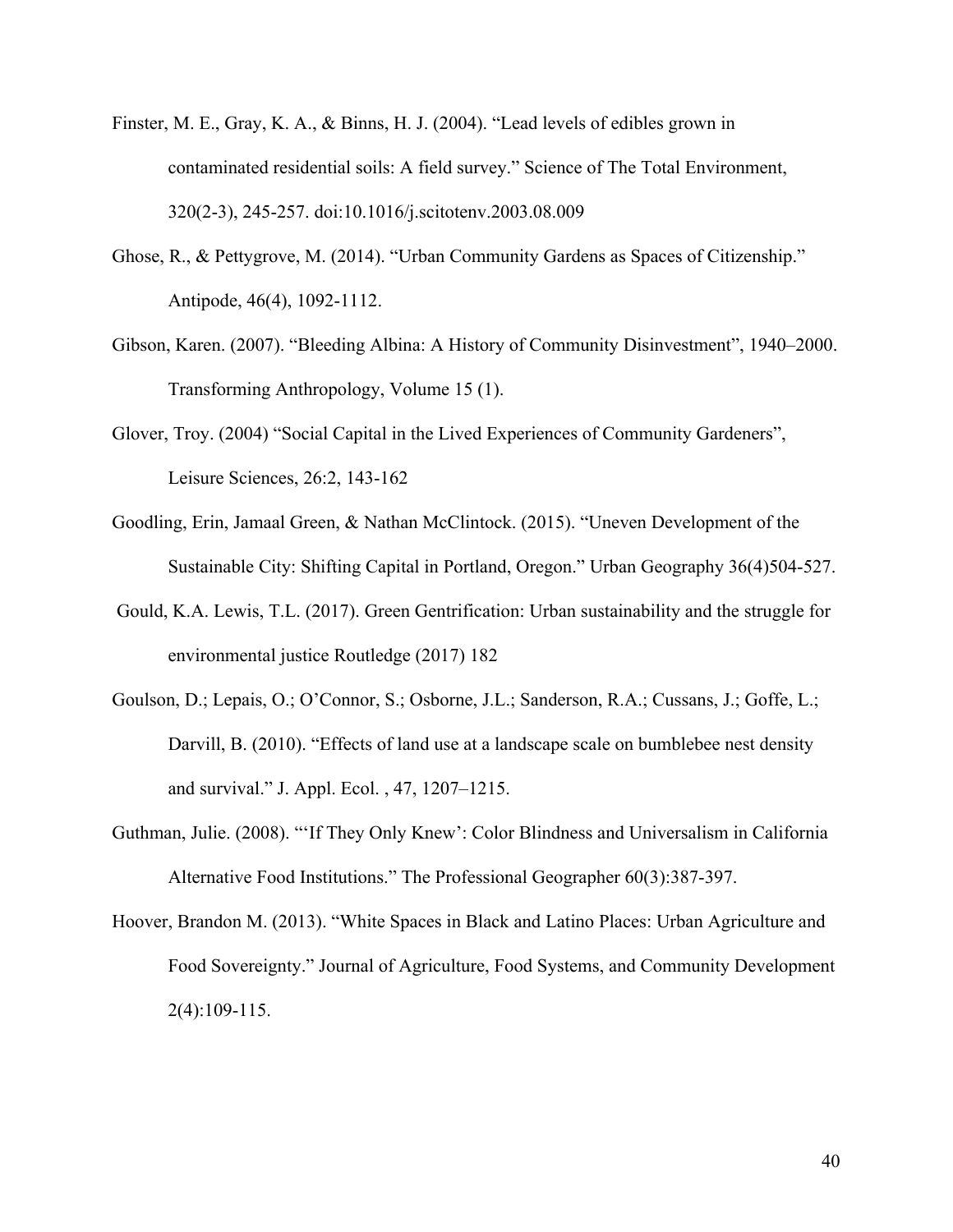Finster, M. E., Gray, K. A., & Binns, H. J. (2004). “Lead levels of edibles grown in contaminated residential soils: A field survey.” Science of The Total Environment, 320(2-3), 245-257. doi:10.1016/j.scitotenv.2003.08.009

Ghose, R., & Pettygrove, M. (2014). “Urban Community Gardens as Spaces of Citizenship.” Antipode, 46(4), 1092-1112.

Gibson, Karen. (2007). “Bleeding Albina: A History of Community Disinvestment”, 1940–2000. Transforming Anthropology, Volume 15 (1).

Glover, Troy. (2004) “Social Capital in the Lived Experiences of Community Gardeners”, Leisure Sciences, 26:2, 143-162

Goodling, Erin, Jamaal Green, & Nathan McClintock. (2015). “Uneven Development of the Sustainable City: Shifting Capital in Portland, Oregon.” Urban Geography 36(4)504-527.

Gould, K.A. Lewis, T.L. (2017). Green Gentrification: Urban sustainability and the struggle for environmental justice Routledge (2017) 182

Goulson, D.; Lepais, O.; O’Connor, S.; Osborne, J.L.; Sanderson, R.A.; Cussans, J.; Goffe, L.; Darvill, B. (2010). “Effects of land use at a landscape scale on bumblebee nest density and survival.” J. Appl. Ecol. , 47, 1207–1215.

Guthman, Julie. (2008). “‘If They Only Knew’: Color Blindness and Universalism in California Alternative Food Institutions.” The Professional Geographer 60(3):387-397.

Hoover, Brandon M. (2013). “White Spaces in Black and Latino Places: Urban Agriculture and Food Sovereignty.” Journal of Agriculture, Food Systems, and Community Development 2(4):109-115.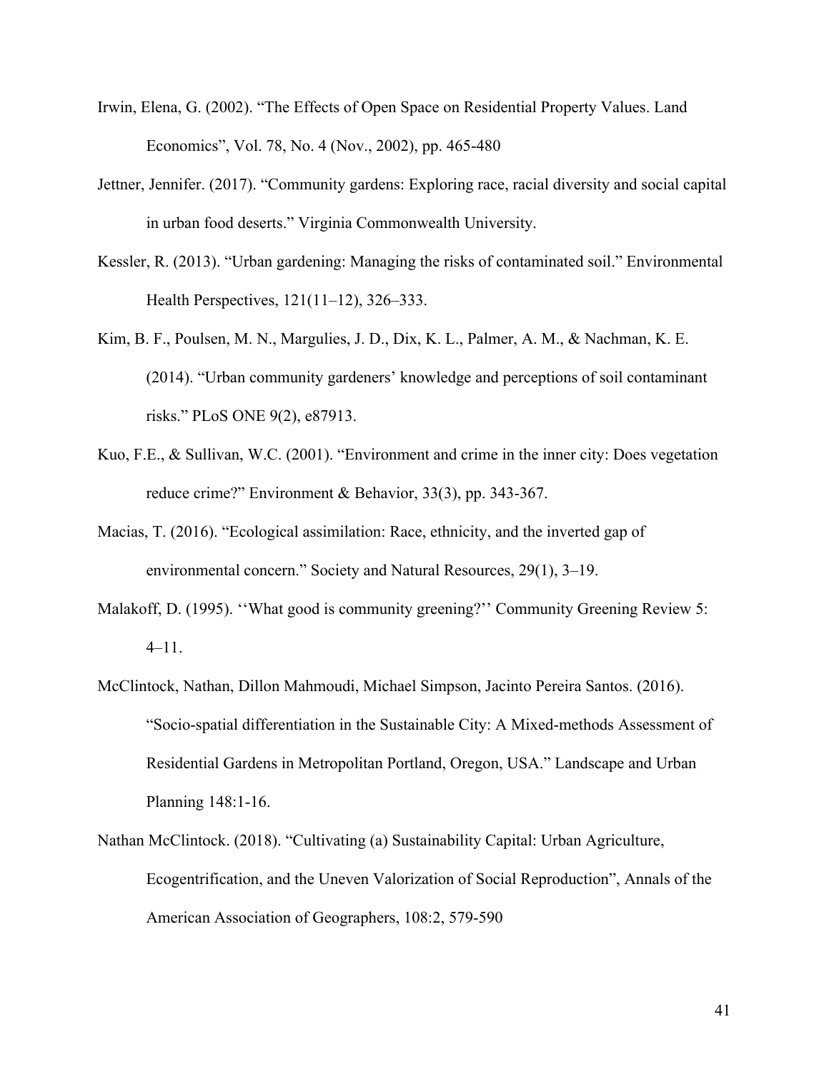Irwin, Elena, G. (2002). “The Effects of Open Space on Residential Property Values. Land Economics”, Vol. 78, No. 4 (Nov., 2002), pp. 465-480

Jettner, Jennifer. (2017). “Community gardens: Exploring race, racial diversity and social capital in urban food deserts.” Virginia Commonwealth University.

Kessler, R. (2013). “Urban gardening: Managing the risks of contaminated soil.” Environmental Health Perspectives, 121(11–12), 326–333.

Kim, B. F., Poulsen, M. N., Margulies, J. D., Dix, K. L., Palmer, A. M., & Nachman, K. E. (2014). “Urban community gardeners’ knowledge and perceptions of soil contaminant risks.” PLoS ONE 9(2), e87913.

Kuo, F.E., & Sullivan, W.C. (2001). “Environment and crime in the inner city: Does vegetation reduce crime?” Environment & Behavior, 33(3), pp. 343-367.

Macias, T. (2016). “Ecological assimilation: Race, ethnicity, and the inverted gap of environmental concern.” Society and Natural Resources, 29(1), 3–19.

Malakoff, D. (1995). ‘‘What good is community greening?’’ Community Greening Review 5: 4–11.

McClintock, Nathan, Dillon Mahmoudi, Michael Simpson, Jacinto Pereira Santos. (2016). “Socio-spatial differentiation in the Sustainable City: A Mixed-methods Assessment of Residential Gardens in Metropolitan Portland, Oregon, USA.” Landscape and Urban Planning 148:1-16.

Nathan McClintock. (2018). “Cultivating (a) Sustainability Capital: Urban Agriculture, Ecogentrification, and the Uneven Valorization of Social Reproduction”, Annals of the American Association of Geographers, 108:2, 579-590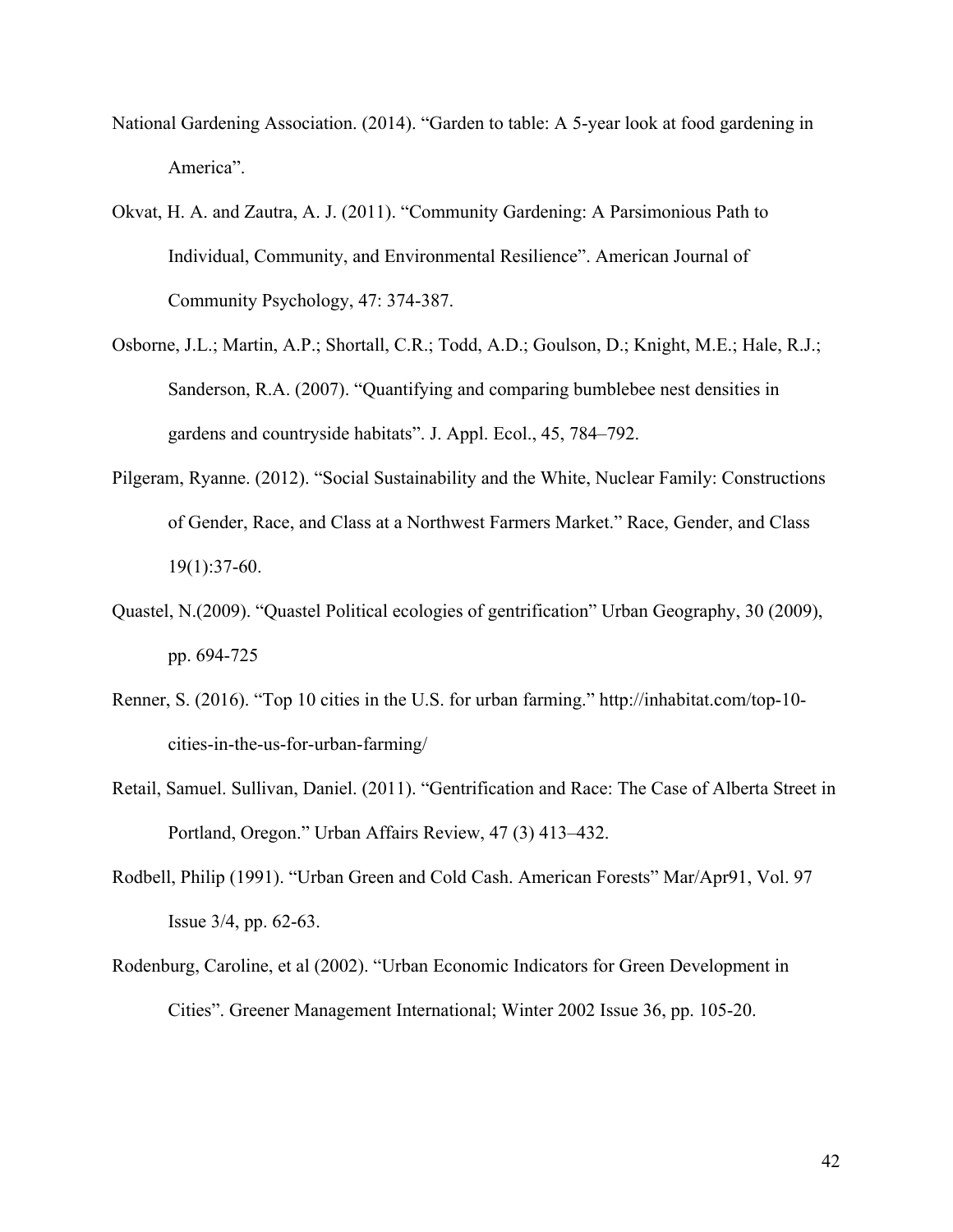National Gardening Association. (2014). “Garden to table: A 5-year look at food gardening in America”.

Okvat, H. A. and Zautra, A. J. (2011). “Community Gardening: A Parsimonious Path to Individual, Community, and Environmental Resilience”. American Journal of Community Psychology, 47: 374-387.

Osborne, J.L.; Martin, A.P.; Shortall, C.R.; Todd, A.D.; Goulson, D.; Knight, M.E.; Hale, R.J.; Sanderson, R.A. (2007). “Quantifying and comparing bumblebee nest densities in gardens and countryside habitats”. J. Appl. Ecol., 45, 784–792.

Pilgeram, Ryanne. (2012). “Social Sustainability and the White, Nuclear Family: Constructions of Gender, Race, and Class at a Northwest Farmers Market.” Race, Gender, and Class 19(1):37-60.

Quastel, N.(2009). “Quastel Political ecologies of gentrification” Urban Geography, 30 (2009), pp. 694-725

Renner, S. (2016). “Top 10 cities in the U.S. for urban farming.” http://inhabitat.com/top-10-cities-in-the-us-for-urban-farming/

Retail, Samuel. Sullivan, Daniel. (2011). “Gentrification and Race: The Case of Alberta Street in Portland, Oregon.” Urban Affairs Review, 47 (3) 413–432.

Rodbell, Philip (1991). “Urban Green and Cold Cash. American Forests” Mar/Apr91, Vol. 97 Issue 3/4, pp. 62-63.

Rodenburg, Caroline, et al (2002). “Urban Economic Indicators for Green Development in Cities”. Greener Management International; Winter 2002 Issue 36, pp. 105-20.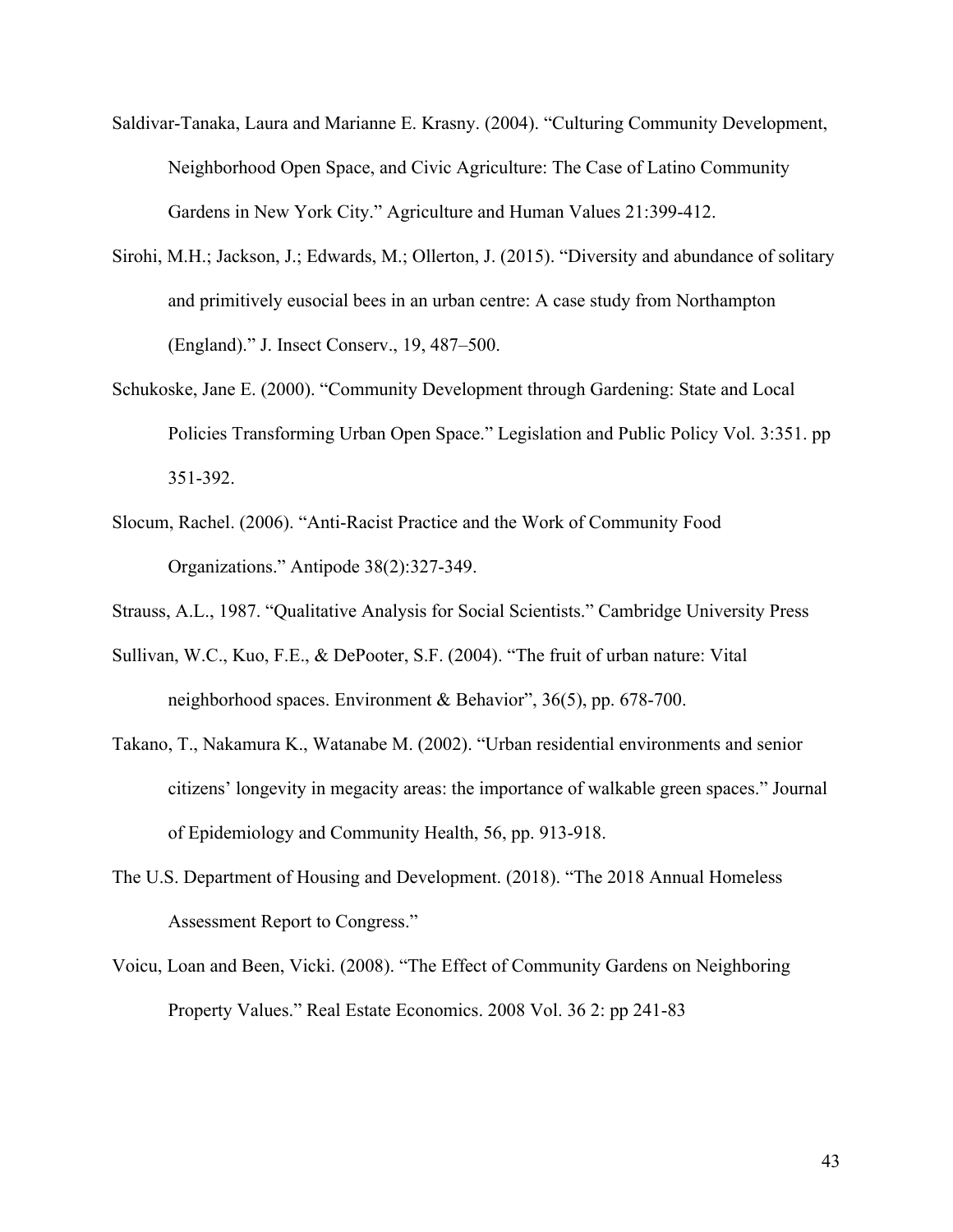Saldivar-Tanaka, Laura and Marianne E. Krasny. (2004). "Culturing Community Development, Neighborhood Open Space, and Civic Agriculture: The Case of Latino Community Gardens in New York City." Agriculture and Human Values 21:399-412.

Sirohi, M.H.; Jackson, J.; Edwards, M.; Ollerton, J. (2015). "Diversity and abundance of solitary and primitively eusocial bees in an urban centre: A case study from Northampton (England)." J. Insect Conserv., 19, 487–500.

Schukoske, Jane E. (2000). "Community Development through Gardening: State and Local Policies Transforming Urban Open Space." Legislation and Public Policy Vol. 3:351. pp 351-392.

Slocum, Rachel. (2006). "Anti-Racist Practice and the Work of Community Food Organizations." Antipode 38(2):327-349.

Strauss, A.L., 1987. "Qualitative Analysis for Social Scientists." Cambridge University Press

Sullivan, W.C., Kuo, F.E., & DePooter, S.F. (2004). "The fruit of urban nature: Vital neighborhood spaces. Environment & Behavior", 36(5), pp. 678-700.

Takano, T., Nakamura K., Watanabe M. (2002). "Urban residential environments and senior citizens' longevity in megacity areas: the importance of walkable green spaces." Journal of Epidemiology and Community Health, 56, pp. 913-918.

The U.S. Department of Housing and Development. (2018). "The 2018 Annual Homeless Assessment Report to Congress."

Voicu, Loan and Been, Vicki. (2008). "The Effect of Community Gardens on Neighboring Property Values." Real Estate Economics. 2008 Vol. 36 2: pp 241-83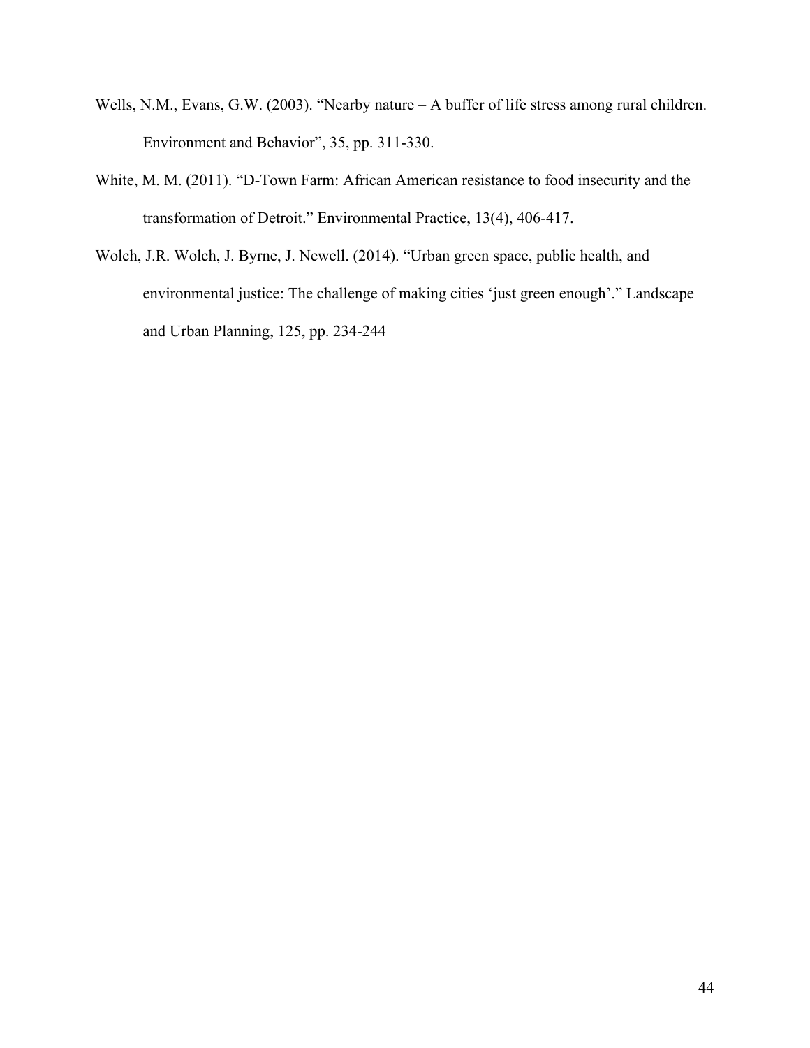Wells, N.M., Evans, G.W. (2003). "Nearby nature – A buffer of life stress among rural children. Environment and Behavior", 35, pp. 311-330.

White, M. M. (2011). "D-Town Farm: African American resistance to food insecurity and the transformation of Detroit." Environmental Practice, 13(4), 406-417.

Wolch, J.R. Wolch, J. Byrne, J. Newell. (2014). "Urban green space, public health, and environmental justice: The challenge of making cities 'just green enough'." Landscape and Urban Planning, 125, pp. 234-244